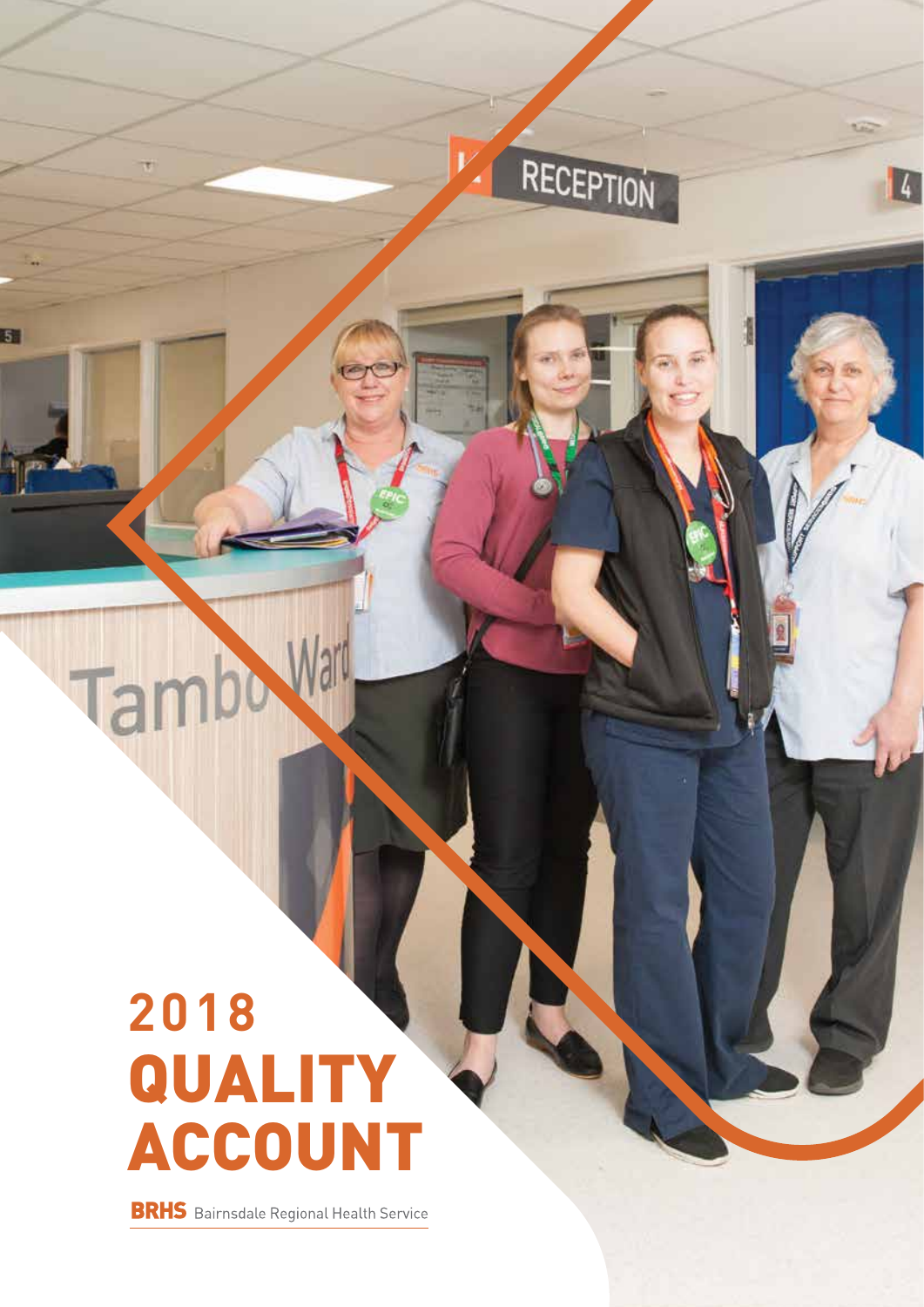# 2018 QUALITY ACCOUNT

**BRHS** Bairnsdale Regional Health Service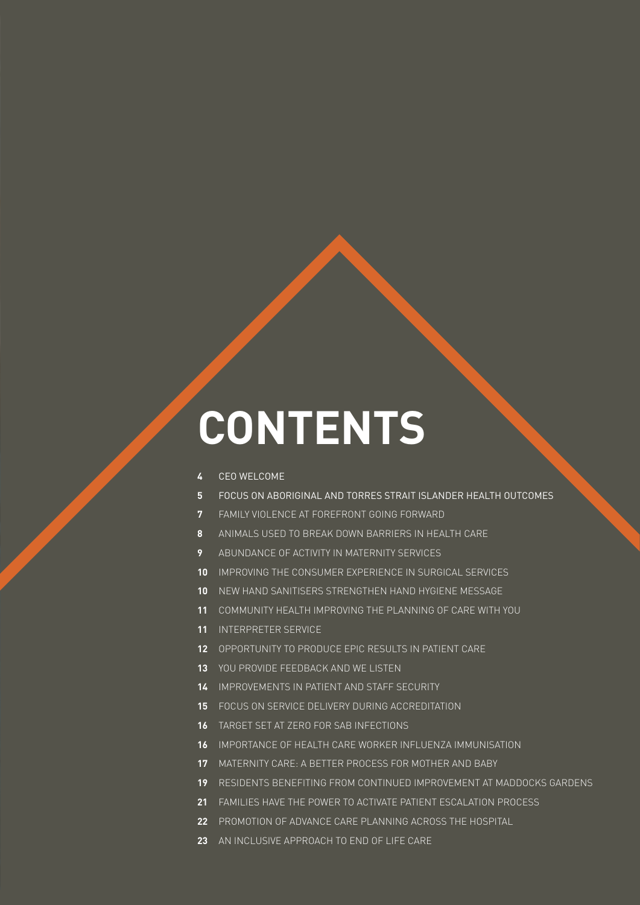# CONTENTS

- **4** CEO WELCOME
- **5** FOCUS ON ABORIGINAL AND TORRES STRAIT ISLANDER HEALTH OUTCOMES
- **7** FAMILY VIOLENCE AT FOREFRONT GOING FORWARD
- **8** ANIMALS USED TO BREAK DOWN BARRIERS IN HEALTH CARE
- **9** ABUNDANCE OF ACTIVITY IN MATERNITY SERVICES
- **10** IMPROVING THE CONSUMER EXPERIENCE IN SURGICAL SERVICES
- **10** NEW HAND SANITISERS STRENGTHEN HAND HYGIENE MESSAGE
- **11** COMMUNITY HEALTH IMPROVING THE PLANNING OF CARE WITH YOU
- **11** INTERPRETER SERVICE
- **12** OPPORTUNITY TO PRODUCE EPIC RESULTS IN PATIENT CARE
- **13** YOU PROVIDE FEEDBACK AND WE LISTEN
- **14** IMPROVEMENTS IN PATIENT AND STAFF SECURITY
- **15** FOCUS ON SERVICE DELIVERY DURING ACCREDITATION
- **16** TARGET SET AT ZERO FOR SAB INFECTIONS
- **16** IMPORTANCE OF HEALTH CARE WORKER INFLUENZA IMMUNISATION
- **17** MATERNITY CARE: A BETTER PROCESS FOR MOTHER AND BABY
- **19** RESIDENTS BENEFITING FROM CONTINUED IMPROVEMENT AT MADDOCKS GARDENS
- **21** FAMILIES HAVE THE POWER TO ACTIVATE PATIENT ESCALATION PROCESS
- **22** PROMOTION OF ADVANCE CARE PLANNING ACROSS THE HOSPITAL
- **23** AN INCLUSIVE APPROACH TO END OF LIFE CARE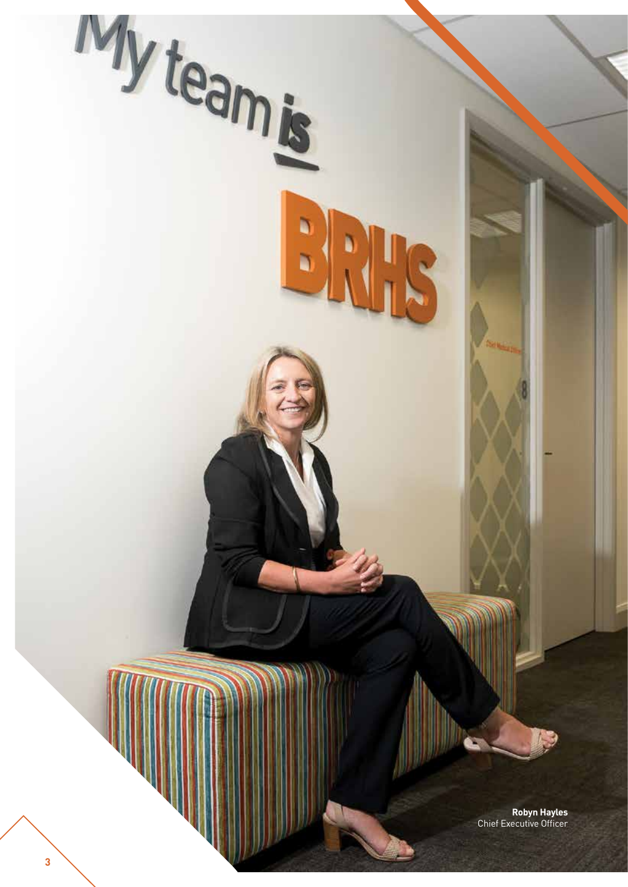**Robyn Hayles**
Chief Executive Officer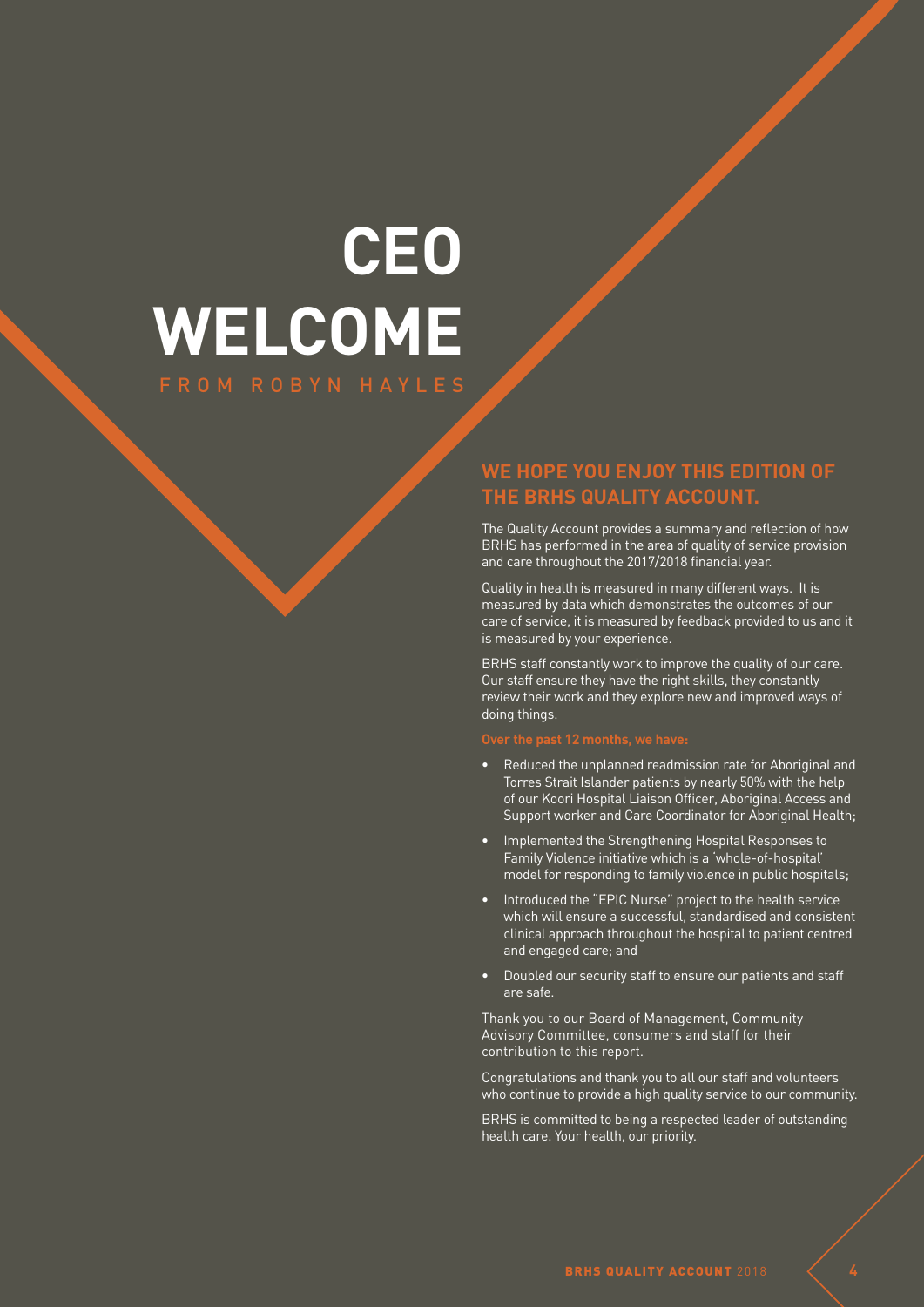# CEO WELCOME

FROM ROBYN HAYLES

## WE HOPE YOU ENJOY THIS EDITION OF THE BRHS QUALITY ACCOUNT.

The Quality Account provides a summary and reflection of how BRHS has performed in the area of quality of service provision and care throughout the 2017/2018 financial year.

Quality in health is measured in many different ways. It is measured by data which demonstrates the outcomes of our care of service, it is measured by feedback provided to us and it is measured by your experience.

BRHS staff constantly work to improve the quality of our care. Our staff ensure they have the right skills, they constantly review their work and they explore new and improved ways of doing things.

**Over the past 12 months, we have:**

- Reduced the unplanned readmission rate for Aboriginal and Torres Strait Islander patients by nearly 50% with the help of our Koori Hospital Liaison Officer, Aboriginal Access and Support worker and Care Coordinator for Aboriginal Health;
- Implemented the Strengthening Hospital Responses to Family Violence initiative which is a 'whole-of-hospital' model for responding to family violence in public hospitals;
- Introduced the "EPIC Nurse" project to the health service which will ensure a successful, standardised and consistent clinical approach throughout the hospital to patient centred and engaged care; and
- Doubled our security staff to ensure our patients and staff are safe.

Thank you to our Board of Management, Community Advisory Committee, consumers and staff for their contribution to this report.

Congratulations and thank you to all our staff and volunteers who continue to provide a high quality service to our community.

BRHS is committed to being a respected leader of outstanding health care. Your health, our priority.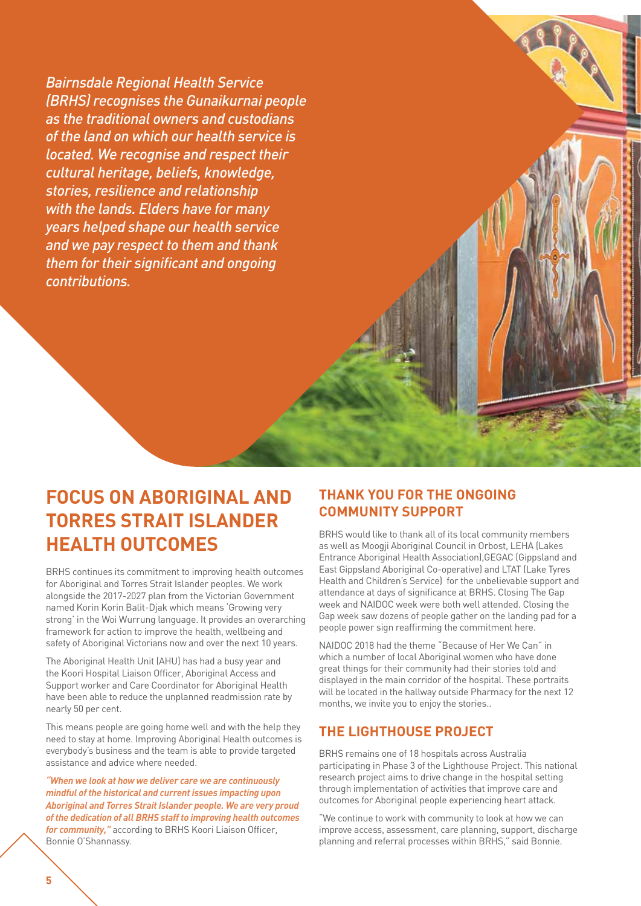*Bairnsdale Regional Health Service (BRHS) recognises the Gunaikurnai people as the traditional owners and custodians of the land on which our health service is located. We recognise and respect their cultural heritage, beliefs, knowledge, stories, resilience and relationship with the lands. Elders have for many years helped shape our health service and we pay respect to them and thank them for their significant and ongoing contributions.*

# FOCUS ON ABORIGINAL AND TORRES STRAIT ISLANDER HEALTH OUTCOMES

BRHS continues its commitment to improving health outcomes for Aboriginal and Torres Strait Islander peoples. We work alongside the 2017-2027 plan from the Victorian Government named Korin Korin Balit-Djak which means 'Growing very strong' in the Woi Wurrung language. It provides an overarching framework for action to improve the health, wellbeing and safety of Aboriginal Victorians now and over the next 10 years.

The Aboriginal Health Unit (AHU) has had a busy year and the Koori Hospital Liaison Officer, Aboriginal Access and Support worker and Care Coordinator for Aboriginal Health have been able to reduce the unplanned readmission rate by nearly 50 per cent.

This means people are going home well and with the help they need to stay at home. Improving Aboriginal Health outcomes is everybody's business and the team is able to provide targeted assistance and advice where needed.

***"When we look at how we deliver care we are continuously mindful of the historical and current issues impacting upon Aboriginal and Torres Strait Islander people. We are very proud of the dedication of all BRHS staff to improving health outcomes for community,"*** according to BRHS Koori Liaison Officer, Bonnie O'Shannassy.

## THANK YOU FOR THE ONGOING COMMUNITY SUPPORT

BRHS would like to thank all of its local community members as well as Moogji Aboriginal Council in Orbost, LEHA (Lakes Entrance Aboriginal Health Association),GEGAC (Gippsland and East Gippsland Aboriginal Co-operative) and LTAT (Lake Tyres Health and Children's Service) for the unbelievable support and attendance at days of significance at BRHS. Closing The Gap week and NAIDOC week were both well attended. Closing the Gap week saw dozens of people gather on the landing pad for a people power sign reaffirming the commitment here.

NAIDOC 2018 had the theme "Because of Her We Can" in which a number of local Aboriginal women who have done great things for their community had their stories told and displayed in the main corridor of the hospital. These portraits will be located in the hallway outside Pharmacy for the next 12 months, we invite you to enjoy the stories..

## THE LIGHTHOUSE PROJECT

BRHS remains one of 18 hospitals across Australia participating in Phase 3 of the Lighthouse Project. This national research project aims to drive change in the hospital setting through implementation of activities that improve care and outcomes for Aboriginal people experiencing heart attack.

"We continue to work with community to look at how we can improve access, assessment, care planning, support, discharge planning and referral processes within BRHS," said Bonnie.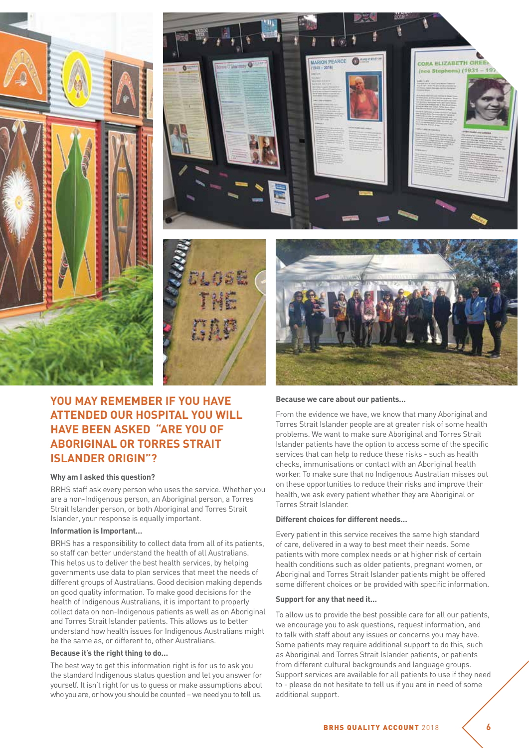## YOU MAY REMEMBER IF YOU HAVE ATTENDED OUR HOSPITAL YOU WILL HAVE BEEN ASKED "ARE YOU OF ABORIGINAL OR TORRES STRAIT ISLANDER ORIGIN"?

**Why am I asked this question?**

BRHS staff ask every person who uses the service. Whether you are a non-Indigenous person, an Aboriginal person, a Torres Strait Islander person, or both Aboriginal and Torres Strait Islander, your response is equally important.

**Information is Important...**

BRHS has a responsibility to collect data from all of its patients, so staff can better understand the health of all Australians. This helps us to deliver the best health services, by helping governments use data to plan services that meet the needs of different groups of Australians. Good decision making depends on good quality information. To make good decisions for the health of Indigenous Australians, it is important to properly collect data on non-Indigenous patients as well as on Aboriginal and Torres Strait Islander patients. This allows us to better understand how health issues for Indigenous Australians might be the same as, or different to, other Australians.

**Because it's the right thing to do...**

The best way to get this information right is for us to ask you the standard Indigenous status question and let you answer for yourself. It isn't right for us to guess or make assumptions about who you are, or how you should be counted – we need you to tell us.

**Because we care about our patients...**

From the evidence we have, we know that many Aboriginal and Torres Strait Islander people are at greater risk of some health problems. We want to make sure Aboriginal and Torres Strait Islander patients have the option to access some of the specific services that can help to reduce these risks - such as health checks, immunisations or contact with an Aboriginal health worker. To make sure that no Indigenous Australian misses out on these opportunities to reduce their risks and improve their health, we ask every patient whether they are Aboriginal or Torres Strait Islander.

**Different choices for different needs...**

Every patient in this service receives the same high standard of care, delivered in a way to best meet their needs. Some patients with more complex needs or at higher risk of certain health conditions such as older patients, pregnant women, or Aboriginal and Torres Strait Islander patients might be offered some different choices or be provided with specific information.

**Support for any that need it...**

To allow us to provide the best possible care for all our patients, we encourage you to ask questions, request information, and to talk with staff about any issues or concerns you may have. Some patients may require additional support to do this, such as Aboriginal and Torres Strait Islander patients, or patients from different cultural backgrounds and language groups. Support services are available for all patients to use if they need to - please do not hesitate to tell us if you are in need of some additional support.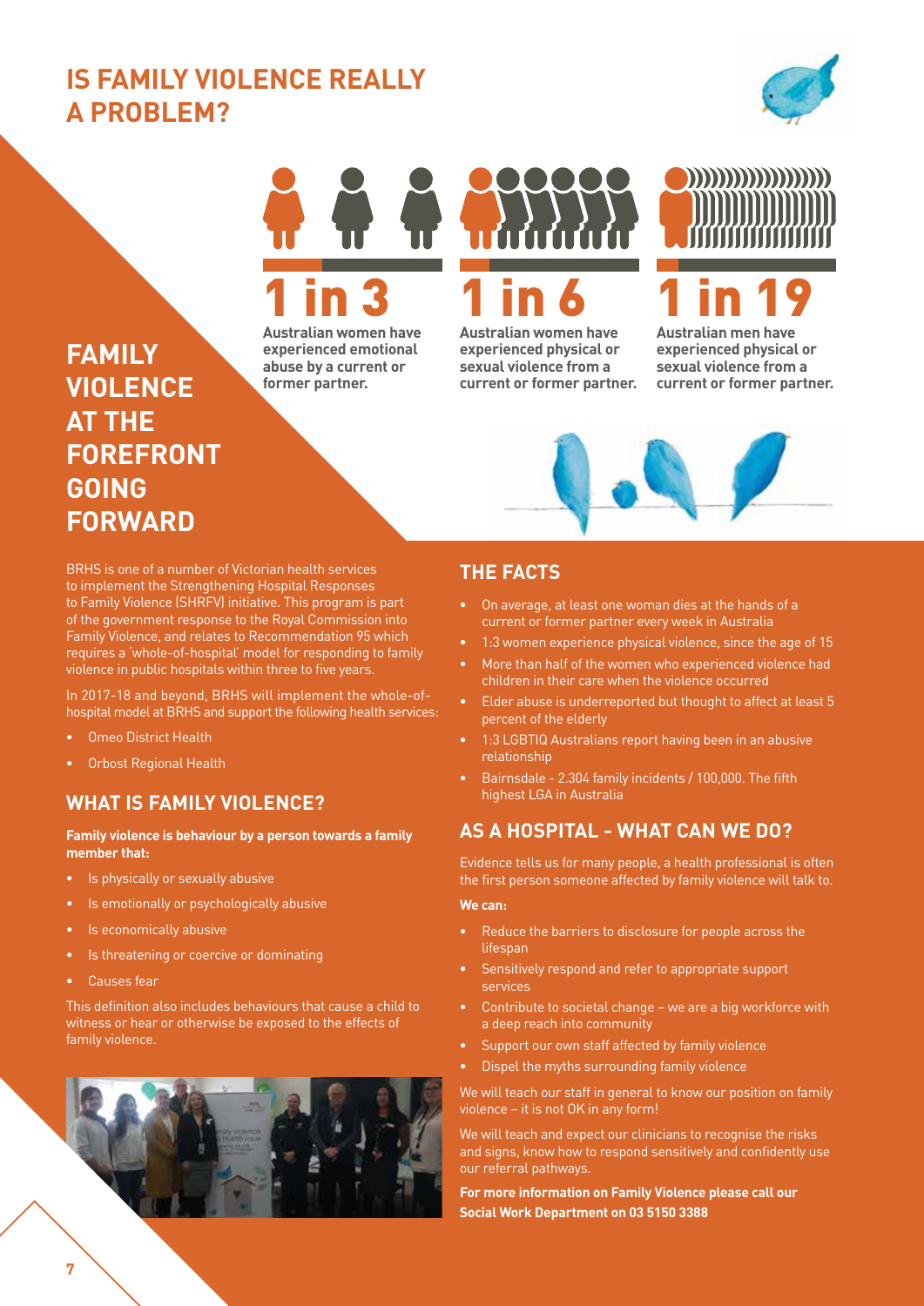# IS FAMILY VIOLENCE REALLY A PROBLEM?

## FAMILY VIOLENCE AT THE FOREFRONT GOING FORWARD

**1 in 3**
**Australian women have experienced emotional abuse by a current or former partner.**

**1 in 6**
**Australian women have experienced physical or sexual violence from a current or former partner.**

**1 in 19**
**Australian men have experienced physical or sexual violence from a current or former partner.**

BRHS is one of a number of Victorian health services to implement the Strengthening Hospital Responses to Family Violence (SHRFV) initiative. This program is part of the government response to the Royal Commission into Family Violence, and relates to Recommendation 95 which requires a 'whole-of-hospital' model for responding to family violence in public hospitals within three to five years.

In 2017-18 and beyond, BRHS will implement the whole-of-hospital model at BRHS and support the following health services:

- Omeo District Health
- Orbost Regional Health

## WHAT IS FAMILY VIOLENCE?

**Family violence is behaviour by a person towards a family member that:**

- Is physically or sexually abusive
- Is emotionally or psychologically abusive
- Is economically abusive
- Is threatening or coercive or dominating
- Causes fear

This definition also includes behaviours that cause a child to witness or hear or otherwise be exposed to the effects of family violence.

## THE FACTS

- On average, at least one woman dies at the hands of a current or former partner every week in Australia
- 1:3 women experience physical violence, since the age of 15
- More than half of the women who experienced violence had children in their care when the violence occurred
- Elder abuse is underreported but thought to affect at least 5 percent of the elderly
- 1:3 LGBTIQ Australians report having been in an abusive relationship
- Bairnsdale - 2.304 family incidents / 100,000. The fifth highest LGA in Australia

## AS A HOSPITAL - WHAT CAN WE DO?

Evidence tells us for many people, a health professional is often the first person someone affected by family violence will talk to.

**We can:**

- Reduce the barriers to disclosure for people across the lifespan
- Sensitively respond and refer to appropriate support services
- Contribute to societal change – we are a big workforce with a deep reach into community
- Support our own staff affected by family violence
- Dispel the myths surrounding family violence

We will teach our staff in general to know our position on family violence – it is not OK in any form!

We will teach and expect our clinicians to recognise the risks and signs, know how to respond sensitively and confidently use our referral pathways.

**For more information on Family Violence please call our Social Work Department on 03 5150 3388**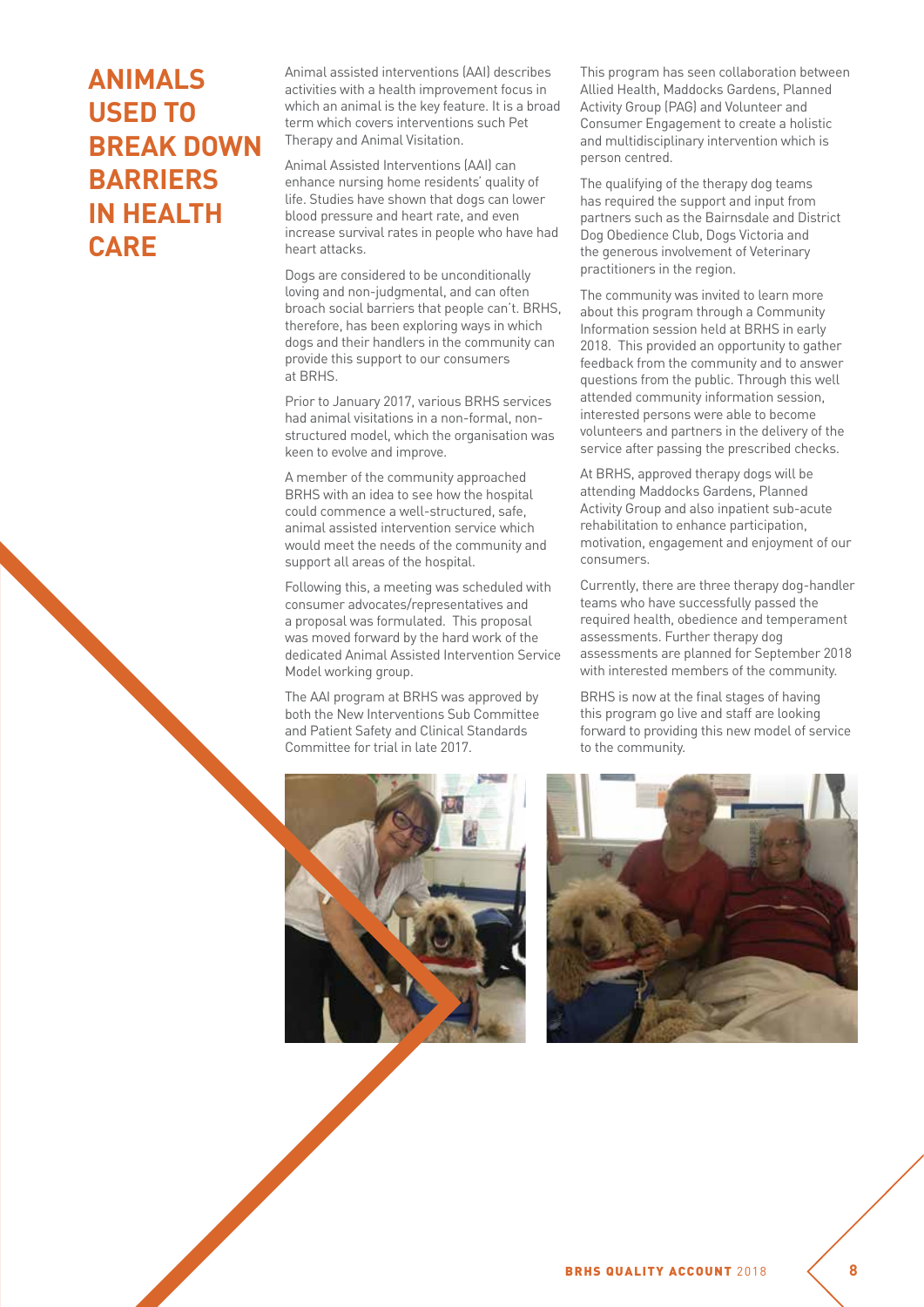# ANIMALS USED TO BREAK DOWN BARRIERS IN HEALTH CARE

Animal assisted interventions (AAI) describes activities with a health improvement focus in which an animal is the key feature. It is a broad term which covers interventions such Pet Therapy and Animal Visitation.

Animal Assisted Interventions (AAI) can enhance nursing home residents' quality of life. Studies have shown that dogs can lower blood pressure and heart rate, and even increase survival rates in people who have had heart attacks.

Dogs are considered to be unconditionally loving and non-judgmental, and can often broach social barriers that people can't. BRHS, therefore, has been exploring ways in which dogs and their handlers in the community can provide this support to our consumers at BRHS.

Prior to January 2017, various BRHS services had animal visitations in a non-formal, non-structured model, which the organisation was keen to evolve and improve.

A member of the community approached BRHS with an idea to see how the hospital could commence a well-structured, safe, animal assisted intervention service which would meet the needs of the community and support all areas of the hospital.

Following this, a meeting was scheduled with consumer advocates/representatives and a proposal was formulated. This proposal was moved forward by the hard work of the dedicated Animal Assisted Intervention Service Model working group.

The AAI program at BRHS was approved by both the New Interventions Sub Committee and Patient Safety and Clinical Standards Committee for trial in late 2017.

This program has seen collaboration between Allied Health, Maddocks Gardens, Planned Activity Group (PAG) and Volunteer and Consumer Engagement to create a holistic and multidisciplinary intervention which is person centred.

The qualifying of the therapy dog teams has required the support and input from partners such as the Bairnsdale and District Dog Obedience Club, Dogs Victoria and the generous involvement of Veterinary practitioners in the region.

The community was invited to learn more about this program through a Community Information session held at BRHS in early 2018. This provided an opportunity to gather feedback from the community and to answer questions from the public. Through this well attended community information session, interested persons were able to become volunteers and partners in the delivery of the service after passing the prescribed checks.

At BRHS, approved therapy dogs will be attending Maddocks Gardens, Planned Activity Group and also inpatient sub-acute rehabilitation to enhance participation, motivation, engagement and enjoyment of our consumers.

Currently, there are three therapy dog-handler teams who have successfully passed the required health, obedience and temperament assessments. Further therapy dog assessments are planned for September 2018 with interested members of the community.

BRHS is now at the final stages of having this program go live and staff are looking forward to providing this new model of service to the community.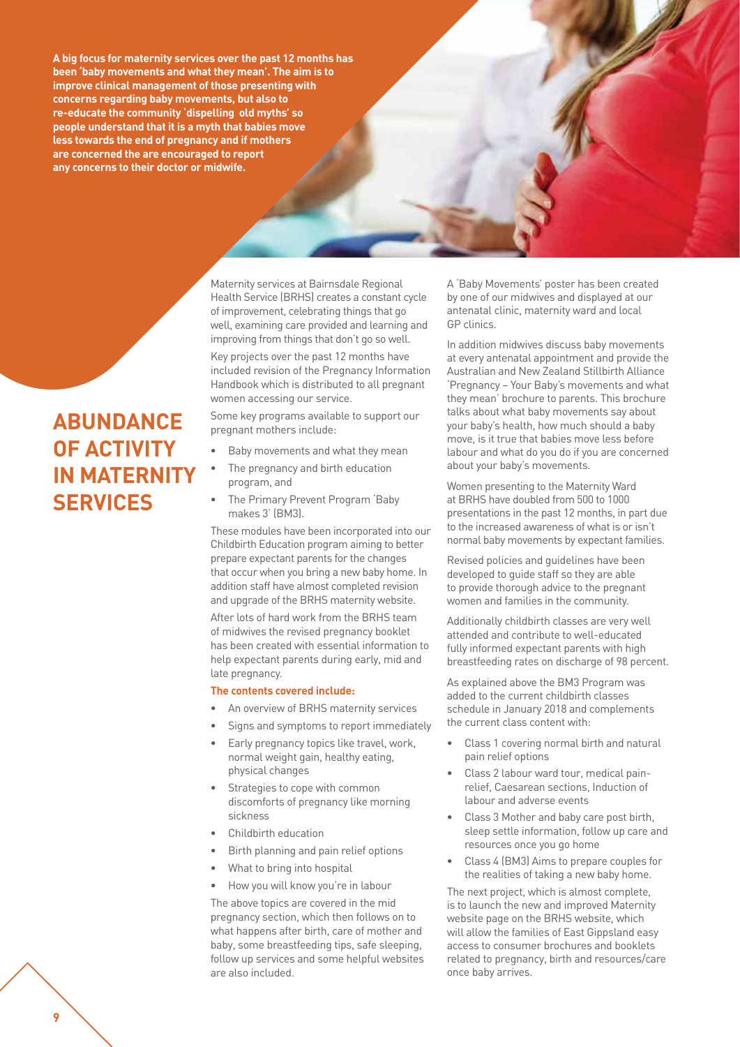**A big focus for maternity services over the past 12 months has been 'baby movements and what they mean'. The aim is to improve clinical management of those presenting with concerns regarding baby movements, but also to re-educate the community 'dispelling old myths' so people understand that it is a myth that babies move less towards the end of pregnancy and if mothers are concerned the are encouraged to report any concerns to their doctor or midwife.**

# ABUNDANCE OF ACTIVITY IN MATERNITY SERVICES

Maternity services at Bairnsdale Regional Health Service (BRHS) creates a constant cycle of improvement, celebrating things that go well, examining care provided and learning and improving from things that don't go so well.

Key projects over the past 12 months have included revision of the Pregnancy Information Handbook which is distributed to all pregnant women accessing our service.

Some key programs available to support our pregnant mothers include:

- Baby movements and what they mean
- The pregnancy and birth education program, and
- The Primary Prevent Program 'Baby makes 3' (BM3).

These modules have been incorporated into our Childbirth Education program aiming to better prepare expectant parents for the changes that occur when you bring a new baby home. In addition staff have almost completed revision and upgrade of the BRHS maternity website.

After lots of hard work from the BRHS team of midwives the revised pregnancy booklet has been created with essential information to help expectant parents during early, mid and late pregnancy.

**The contents covered include:**

- An overview of BRHS maternity services
- Signs and symptoms to report immediately
- Early pregnancy topics like travel, work, normal weight gain, healthy eating, physical changes
- Strategies to cope with common discomforts of pregnancy like morning sickness
- Childbirth education
- Birth planning and pain relief options
- What to bring into hospital
- How you will know you're in labour

The above topics are covered in the mid pregnancy section, which then follows on to what happens after birth, care of mother and baby, some breastfeeding tips, safe sleeping, follow up services and some helpful websites are also included.

A 'Baby Movements' poster has been created by one of our midwives and displayed at our antenatal clinic, maternity ward and local GP clinics.

In addition midwives discuss baby movements at every antenatal appointment and provide the Australian and New Zealand Stillbirth Alliance 'Pregnancy – Your Baby's movements and what they mean' brochure to parents. This brochure talks about what baby movements say about your baby's health, how much should a baby move, is it true that babies move less before labour and what do you do if you are concerned about your baby's movements.

Women presenting to the Maternity Ward at BRHS have doubled from 500 to 1000 presentations in the past 12 months, in part due to the increased awareness of what is or isn't normal baby movements by expectant families.

Revised policies and guidelines have been developed to guide staff so they are able to provide thorough advice to the pregnant women and families in the community.

Additionally childbirth classes are very well attended and contribute to well-educated fully informed expectant parents with high breastfeeding rates on discharge of 98 percent.

As explained above the BM3 Program was added to the current childbirth classes schedule in January 2018 and complements the current class content with:

- Class 1 covering normal birth and natural pain relief options
- Class 2 labour ward tour, medical pain-relief, Caesarean sections, Induction of labour and adverse events
- Class 3 Mother and baby care post birth, sleep settle information, follow up care and resources once you go home
- Class 4 (BM3) Aims to prepare couples for the realities of taking a new baby home.

The next project, which is almost complete, is to launch the new and improved Maternity website page on the BRHS website, which will allow the families of East Gippsland easy access to consumer brochures and booklets related to pregnancy, birth and resources/care once baby arrives.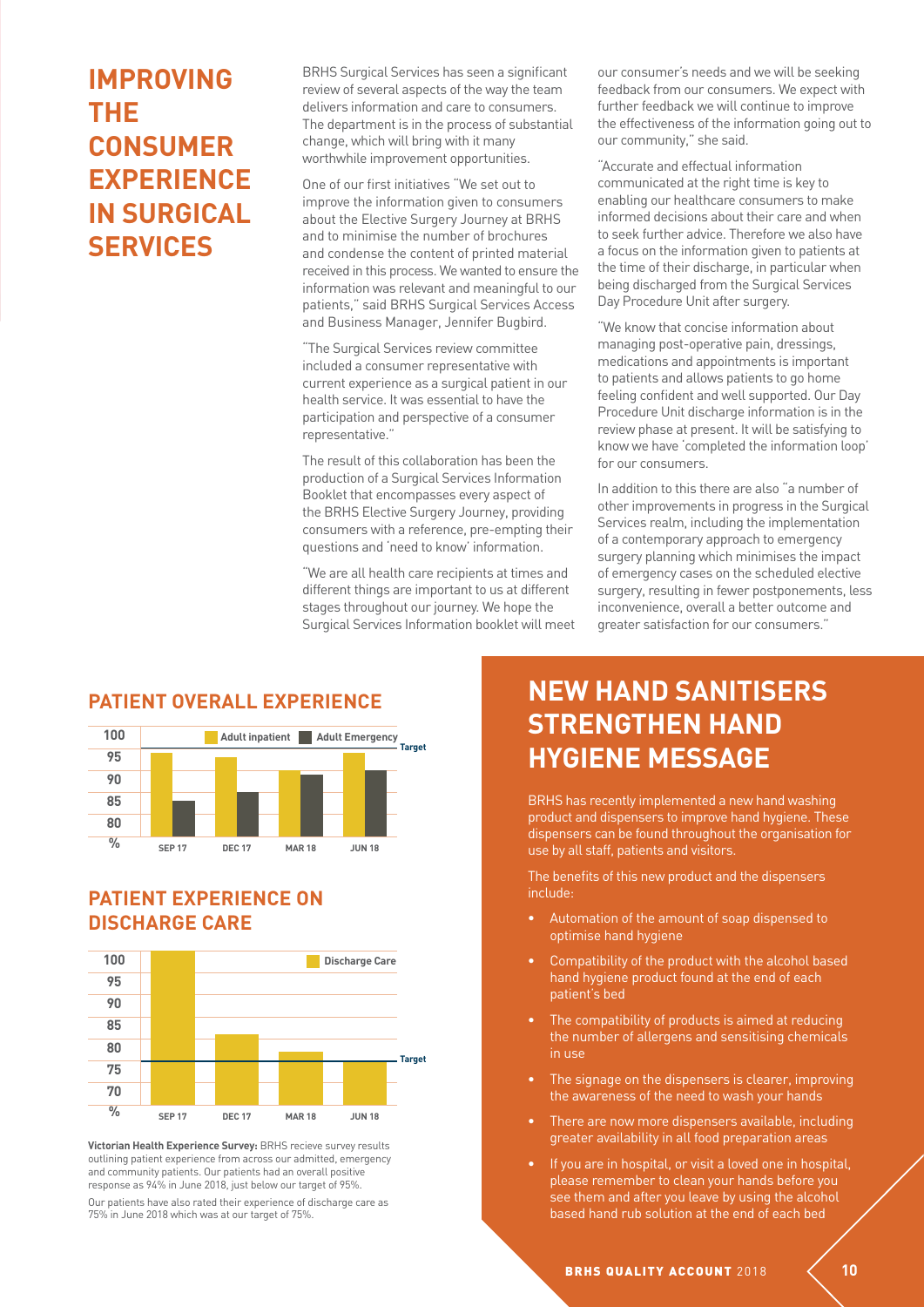# IMPROVING THE CONSUMER EXPERIENCE IN SURGICAL SERVICES

BRHS Surgical Services has seen a significant review of several aspects of the way the team delivers information and care to consumers. The department is in the process of substantial change, which will bring with it many worthwhile improvement opportunities.

One of our first initiatives "We set out to improve the information given to consumers about the Elective Surgery Journey at BRHS and to minimise the number of brochures and condense the content of printed material received in this process. We wanted to ensure the information was relevant and meaningful to our patients," said BRHS Surgical Services Access and Business Manager, Jennifer Bugbird.

"The Surgical Services review committee included a consumer representative with current experience as a surgical patient in our health service. It was essential to have the participation and perspective of a consumer representative."

The result of this collaboration has been the production of a Surgical Services Information Booklet that encompasses every aspect of the BRHS Elective Surgery Journey, providing consumers with a reference, pre-empting their questions and 'need to know' information.

"We are all health care recipients at times and different things are important to us at different stages throughout our journey. We hope the Surgical Services Information booklet will meet our consumer's needs and we will be seeking feedback from our consumers. We expect with further feedback we will continue to improve the effectiveness of the information going out to our community," she said.

"Accurate and effectual information communicated at the right time is key to enabling our healthcare consumers to make informed decisions about their care and when to seek further advice. Therefore we also have a focus on the information given to patients at the time of their discharge, in particular when being discharged from the Surgical Services Day Procedure Unit after surgery.

"We know that concise information about managing post-operative pain, dressings, medications and appointments is important to patients and allows patients to go home feeling confident and well supported. Our Day Procedure Unit discharge information is in the review phase at present. It will be satisfying to know we have 'completed the information loop' for our consumers.

In addition to this there are also "a number of other improvements in progress in the Surgical Services realm, including the implementation of a contemporary approach to emergency surgery planning which minimises the impact of emergency cases on the scheduled elective surgery, resulting in fewer postponements, less inconvenience, overall a better outcome and greater satisfaction for our consumers."

## PATIENT OVERALL EXPERIENCE

Chart: Adult inpatient and Adult Emergency overall experience (%), SEP 17, DEC 17, MAR 18, JUN 18, against Target (95%).

## PATIENT EXPERIENCE ON DISCHARGE CARE

Chart: Discharge Care (%), SEP 17, DEC 17, MAR 18, JUN 18, against Target (75%).

**Victorian Health Experience Survey:** BRHS recieve survey results outlining patient experience from across our admitted, emergency and community patients. Our patients had an overall positive response as 94% in June 2018, just below our target of 95%.

Our patients have also rated their experience of discharge care as 75% in June 2018 which was at our target of 75%.

# NEW HAND SANITISERS STRENGTHEN HAND HYGIENE MESSAGE

BRHS has recently implemented a new hand washing product and dispensers to improve hand hygiene. These dispensers can be found throughout the organisation for use by all staff, patients and visitors.

The benefits of this new product and the dispensers include:

- Automation of the amount of soap dispensed to optimise hand hygiene
- Compatibility of the product with the alcohol based hand hygiene product found at the end of each patient's bed
- The compatibility of products is aimed at reducing the number of allergens and sensitising chemicals in use
- The signage on the dispensers is clearer, improving the awareness of the need to wash your hands
- There are now more dispensers available, including greater availability in all food preparation areas
- If you are in hospital, or visit a loved one in hospital, please remember to clean your hands before you see them and after you leave by using the alcohol based hand rub solution at the end of each bed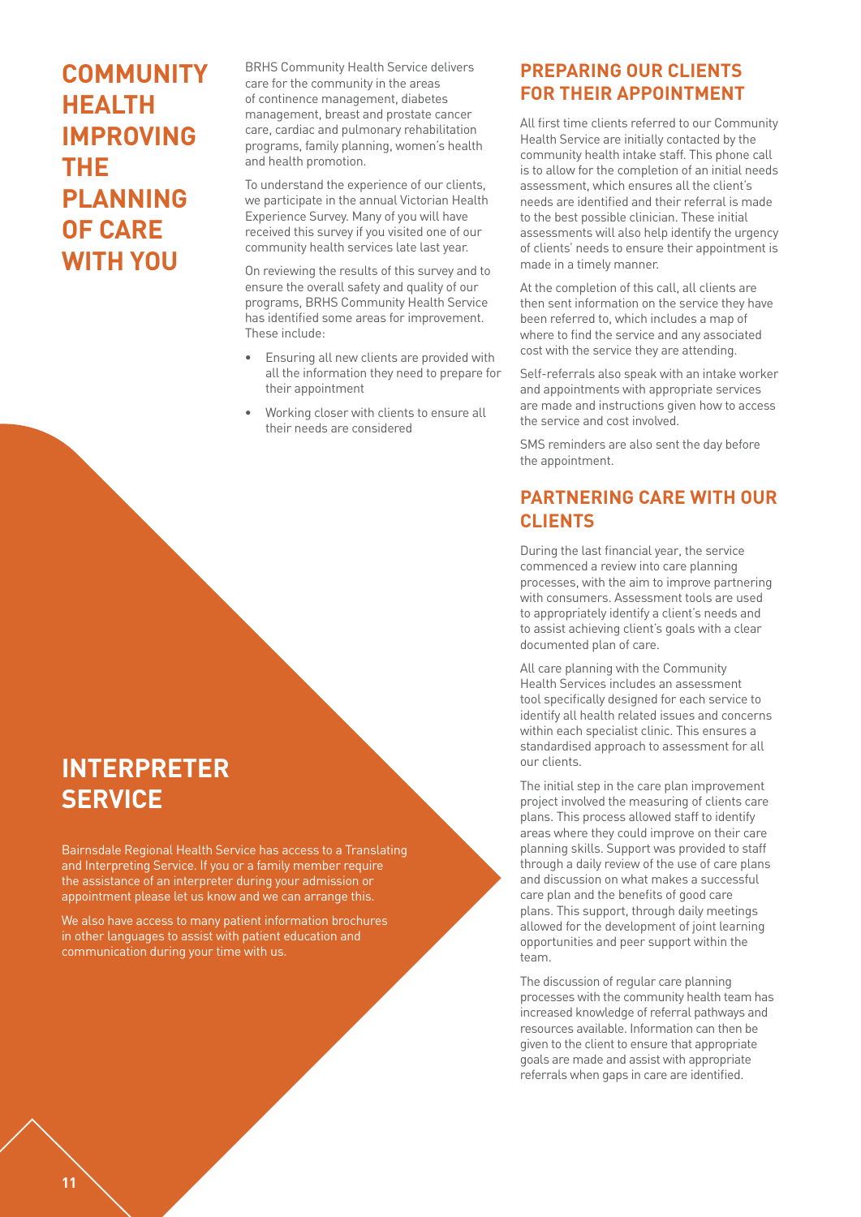# COMMUNITY HEALTH IMPROVING THE PLANNING OF CARE WITH YOU

BRHS Community Health Service delivers care for the community in the areas of continence management, diabetes management, breast and prostate cancer care, cardiac and pulmonary rehabilitation programs, family planning, women's health and health promotion.

To understand the experience of our clients, we participate in the annual Victorian Health Experience Survey. Many of you will have received this survey if you visited one of our community health services late last year.

On reviewing the results of this survey and to ensure the overall safety and quality of our programs, BRHS Community Health Service has identified some areas for improvement. These include:

- Ensuring all new clients are provided with all the information they need to prepare for their appointment
- Working closer with clients to ensure all their needs are considered

## PREPARING OUR CLIENTS FOR THEIR APPOINTMENT

All first time clients referred to our Community Health Service are initially contacted by the community health intake staff. This phone call is to allow for the completion of an initial needs assessment, which ensures all the client's needs are identified and their referral is made to the best possible clinician. These initial assessments will also help identify the urgency of clients' needs to ensure their appointment is made in a timely manner.

At the completion of this call, all clients are then sent information on the service they have been referred to, which includes a map of where to find the service and any associated cost with the service they are attending.

Self-referrals also speak with an intake worker and appointments with appropriate services are made and instructions given how to access the service and cost involved.

SMS reminders are also sent the day before the appointment.

## PARTNERING CARE WITH OUR CLIENTS

During the last financial year, the service commenced a review into care planning processes, with the aim to improve partnering with consumers. Assessment tools are used to appropriately identify a client's needs and to assist achieving client's goals with a clear documented plan of care.

All care planning with the Community Health Services includes an assessment tool specifically designed for each service to identify all health related issues and concerns within each specialist clinic. This ensures a standardised approach to assessment for all our clients.

The initial step in the care plan improvement project involved the measuring of clients care plans. This process allowed staff to identify areas where they could improve on their care planning skills. Support was provided to staff through a daily review of the use of care plans and discussion on what makes a successful care plan and the benefits of good care plans. This support, through daily meetings allowed for the development of joint learning opportunities and peer support within the team.

The discussion of regular care planning processes with the community health team has increased knowledge of referral pathways and resources available. Information can then be given to the client to ensure that appropriate goals are made and assist with appropriate referrals when gaps in care are identified.

# INTERPRETER SERVICE

Bairnsdale Regional Health Service has access to a Translating and Interpreting Service. If you or a family member require the assistance of an interpreter during your admission or appointment please let us know and we can arrange this.

We also have access to many patient information brochures in other languages to assist with patient education and communication during your time with us.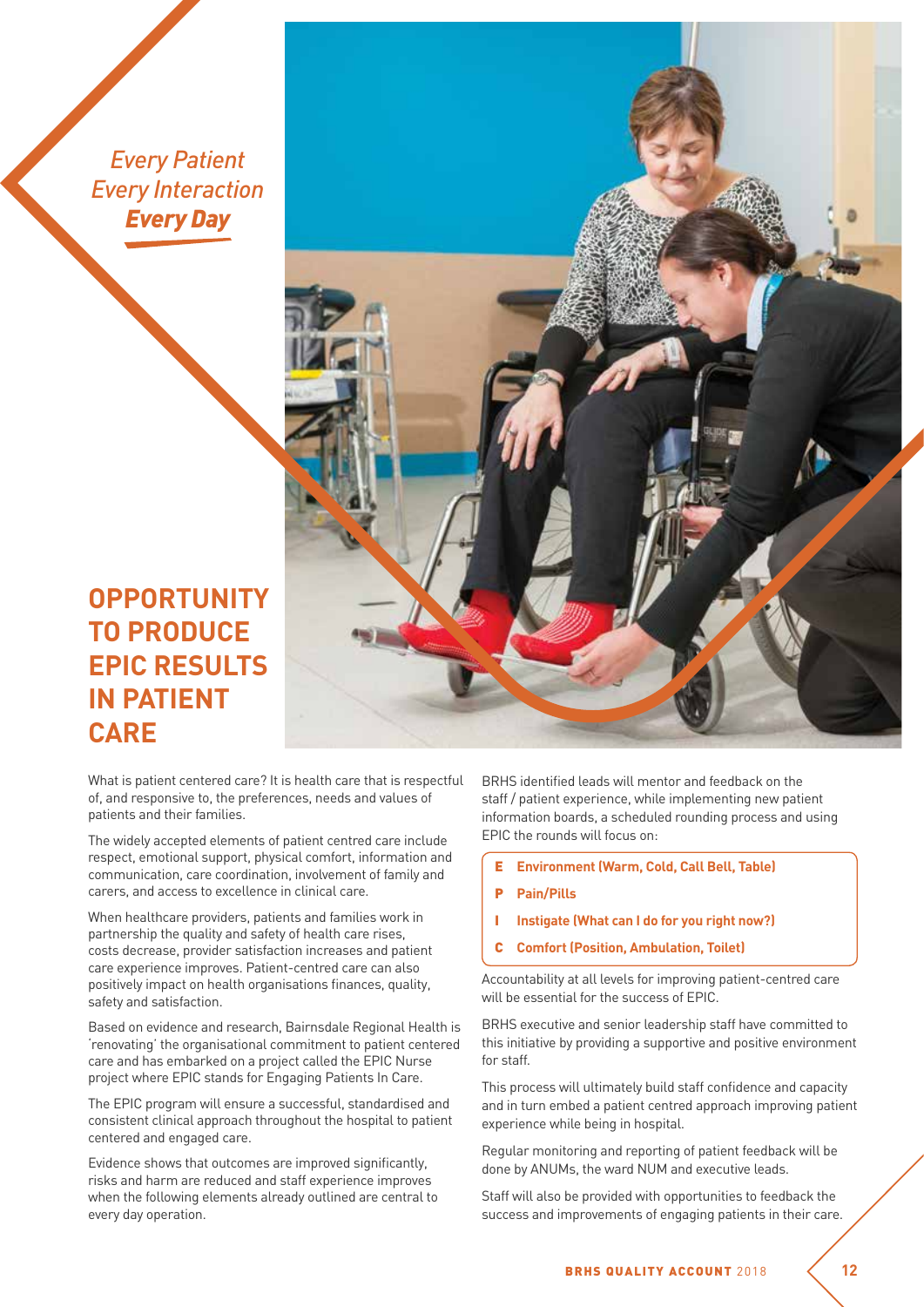*Every Patient*
*Every Interaction*
***Every Day***

# OPPORTUNITY TO PRODUCE EPIC RESULTS IN PATIENT CARE

What is patient centered care? It is health care that is respectful of, and responsive to, the preferences, needs and values of patients and their families.

The widely accepted elements of patient centred care include respect, emotional support, physical comfort, information and communication, care coordination, involvement of family and carers, and access to excellence in clinical care.

When healthcare providers, patients and families work in partnership the quality and safety of health care rises, costs decrease, provider satisfaction increases and patient care experience improves. Patient-centred care can also positively impact on health organisations finances, quality, safety and satisfaction.

Based on evidence and research, Bairnsdale Regional Health is 'renovating' the organisational commitment to patient centered care and has embarked on a project called the EPIC Nurse project where EPIC stands for Engaging Patients In Care.

The EPIC program will ensure a successful, standardised and consistent clinical approach throughout the hospital to patient centered and engaged care.

Evidence shows that outcomes are improved significantly, risks and harm are reduced and staff experience improves when the following elements already outlined are central to every day operation.

BRHS identified leads will mentor and feedback on the staff / patient experience, while implementing new patient information boards, a scheduled rounding process and using EPIC the rounds will focus on:

- **E** **Environment (Warm, Cold, Call Bell, Table)**
- **P** **Pain/Pills**
- **I** **Instigate (What can I do for you right now?)**
- **C** **Comfort (Position, Ambulation, Toilet)**

Accountability at all levels for improving patient-centred care will be essential for the success of EPIC.

BRHS executive and senior leadership staff have committed to this initiative by providing a supportive and positive environment for staff.

This process will ultimately build staff confidence and capacity and in turn embed a patient centred approach improving patient experience while being in hospital.

Regular monitoring and reporting of patient feedback will be done by ANUMs, the ward NUM and executive leads.

Staff will also be provided with opportunities to feedback the success and improvements of engaging patients in their care.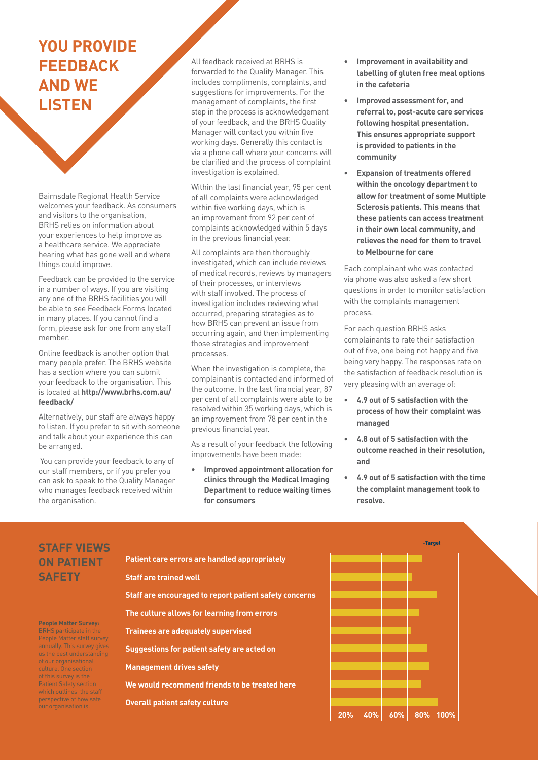# YOU PROVIDE FEEDBACK AND WE LISTEN

Bairnsdale Regional Health Service welcomes your feedback. As consumers and visitors to the organisation, BRHS relies on information about your experiences to help improve as a healthcare service. We appreciate hearing what has gone well and where things could improve.

Feedback can be provided to the service in a number of ways. If you are visiting any one of the BRHS facilities you will be able to see Feedback Forms located in many places. If you cannot find a form, please ask for one from any staff member.

Online feedback is another option that many people prefer. The BRHS website has a section where you can submit your feedback to the organisation. This is located at **http://www.brhs.com.au/feedback/**

Alternatively, our staff are always happy to listen. If you prefer to sit with someone and talk about your experience this can be arranged.

You can provide your feedback to any of our staff members, or if you prefer you can ask to speak to the Quality Manager who manages feedback received within the organisation.

All feedback received at BRHS is forwarded to the Quality Manager. This includes compliments, complaints, and suggestions for improvements. For the management of complaints, the first step in the process is acknowledgement of your feedback, and the BRHS Quality Manager will contact you within five working days. Generally this contact is via a phone call where your concerns will be clarified and the process of complaint investigation is explained.

Within the last financial year, 95 per cent of all complaints were acknowledged within five working days, which is an improvement from 92 per cent of complaints acknowledged within 5 days in the previous financial year.

All complaints are then thoroughly investigated, which can include reviews of medical records, reviews by managers of their processes, or interviews with staff involved. The process of investigation includes reviewing what occurred, preparing strategies as to how BRHS can prevent an issue from occurring again, and then implementing those strategies and improvement processes.

When the investigation is complete, the complainant is contacted and informed of the outcome. In the last financial year, 87 per cent of all complaints were able to be resolved within 35 working days, which is an improvement from 78 per cent in the previous financial year.

As a result of your feedback the following improvements have been made:

- **Improved appointment allocation for clinics through the Medical Imaging Department to reduce waiting times for consumers**
- **Improvement in availability and labelling of gluten free meal options in the cafeteria**
- **Improved assessment for, and referral to, post-acute care services following hospital presentation. This ensures appropriate support is provided to patients in the community**
- **Expansion of treatments offered within the oncology department to allow for treatment of some Multiple Sclerosis patients. This means that these patients can access treatment in their own local community, and relieves the need for them to travel to Melbourne for care**

Each complainant who was contacted via phone was also asked a few short questions in order to monitor satisfaction with the complaints management process.

For each question BRHS asks complainants to rate their satisfaction out of five, one being not happy and five being very happy. The responses rate on the satisfaction of feedback resolution is very pleasing with an average of:

- **4.9 out of 5 satisfaction with the process of how their complaint was managed**
- **4.8 out of 5 satisfaction with the outcome reached in their resolution, and**
- **4.9 out of 5 satisfaction with the time the complaint management took to resolve.**

## STAFF VIEWS ON PATIENT SAFETY

**People Matter Survey:** BRHS participate in the People Matter staff survey annually. This survey gives us the best understanding of our organisational culture. One section of this survey is the Patient Safety section which outlines the staff perspective of how safe our organisation is.

- **Patient care errors are handled appropriately**
- **Staff are trained well**
- **Staff are encouraged to report patient safety concerns**
- **The culture allows for learning from errors**
- **Trainees are adequately supervised**
- **Suggestions for patient safety are acted on**
- **Management drives safety**
- **We would recommend friends to be treated here**
- **Overall patient safety culture**

-Target

20% | 40% | 60% | 80% | 100%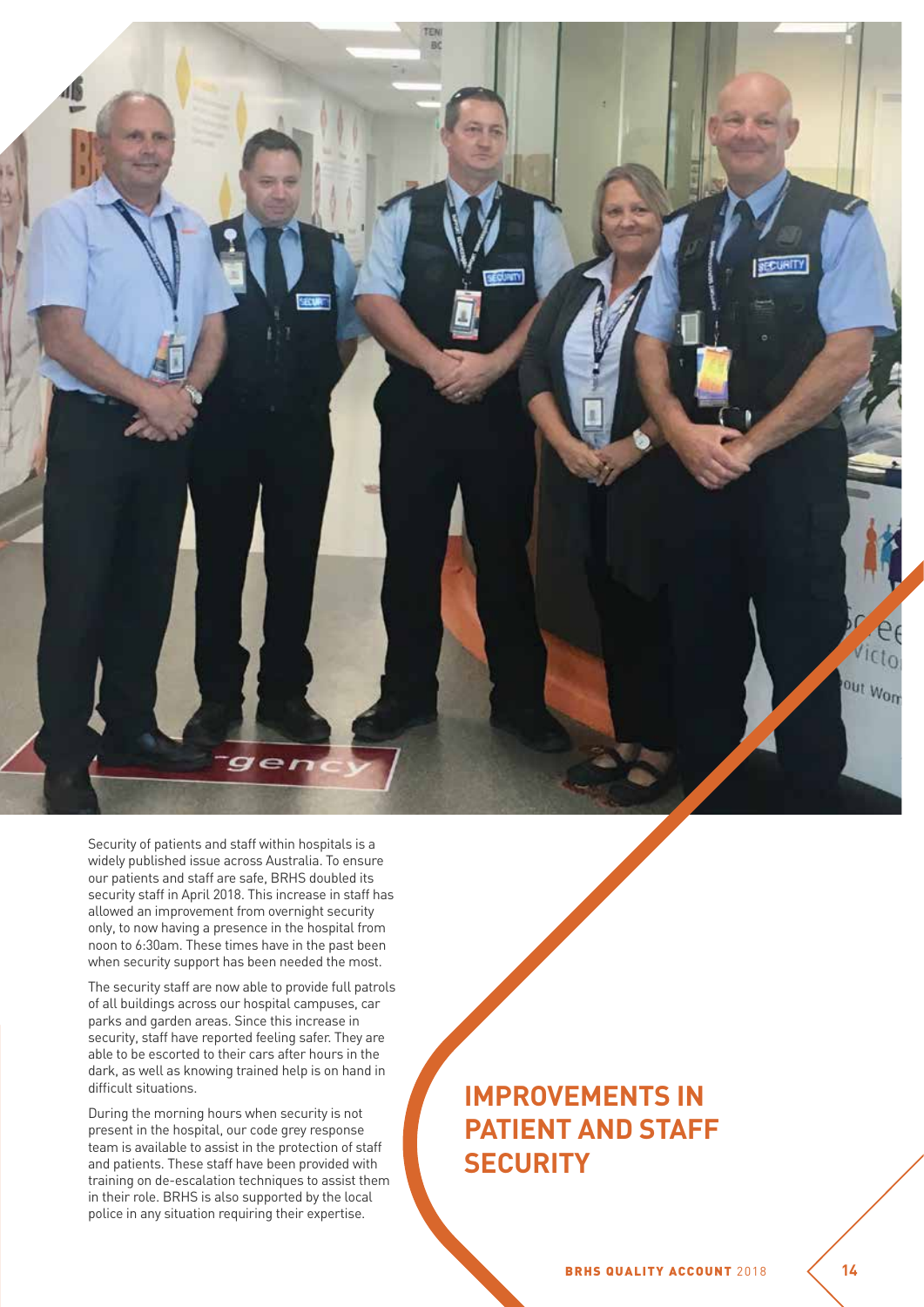## IMPROVEMENTS IN PATIENT AND STAFF SECURITY

Security of patients and staff within hospitals is a widely published issue across Australia. To ensure our patients and staff are safe, BRHS doubled its security staff in April 2018. This increase in staff has allowed an improvement from overnight security only, to now having a presence in the hospital from noon to 6:30am. These times have in the past been when security support has been needed the most.

The security staff are now able to provide full patrols of all buildings across our hospital campuses, car parks and garden areas. Since this increase in security, staff have reported feeling safer. They are able to be escorted to their cars after hours in the dark, as well as knowing trained help is on hand in difficult situations.

During the morning hours when security is not present in the hospital, our code grey response team is available to assist in the protection of staff and patients. These staff have been provided with training on de-escalation techniques to assist them in their role. BRHS is also supported by the local police in any situation requiring their expertise.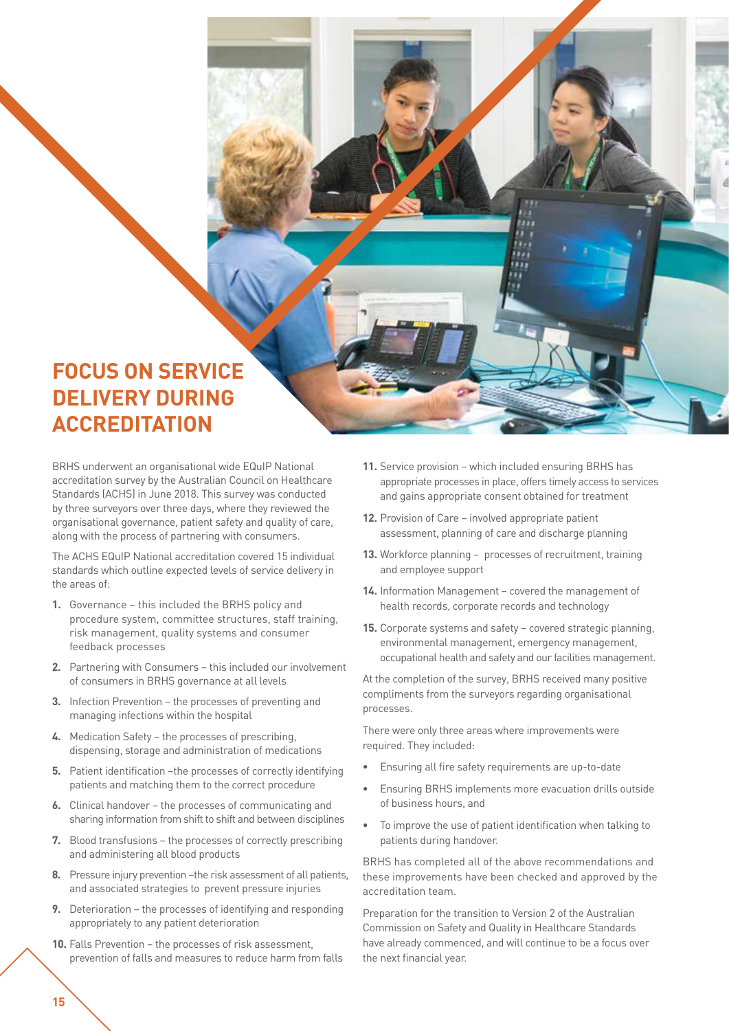# FOCUS ON SERVICE DELIVERY DURING ACCREDITATION

BRHS underwent an organisational wide EQuIP National accreditation survey by the Australian Council on Healthcare Standards (ACHS) in June 2018. This survey was conducted by three surveyors over three days, where they reviewed the organisational governance, patient safety and quality of care, along with the process of partnering with consumers.

The ACHS EQuIP National accreditation covered 15 individual standards which outline expected levels of service delivery in the areas of:

1. Governance – this included the BRHS policy and procedure system, committee structures, staff training, risk management, quality systems and consumer feedback processes
2. Partnering with Consumers – this included our involvement of consumers in BRHS governance at all levels
3. Infection Prevention – the processes of preventing and managing infections within the hospital
4. Medication Safety – the processes of prescribing, dispensing, storage and administration of medications
5. Patient identification –the processes of correctly identifying patients and matching them to the correct procedure
6. Clinical handover – the processes of communicating and sharing information from shift to shift and between disciplines
7. Blood transfusions – the processes of correctly prescribing and administering all blood products
8. Pressure injury prevention –the risk assessment of all patients, and associated strategies to prevent pressure injuries
9. Deterioration – the processes of identifying and responding appropriately to any patient deterioration
10. Falls Prevention – the processes of risk assessment, prevention of falls and measures to reduce harm from falls
11. Service provision – which included ensuring BRHS has appropriate processes in place, offers timely access to services and gains appropriate consent obtained for treatment
12. Provision of Care – involved appropriate patient assessment, planning of care and discharge planning
13. Workforce planning – processes of recruitment, training and employee support
14. Information Management – covered the management of health records, corporate records and technology
15. Corporate systems and safety – covered strategic planning, environmental management, emergency management, occupational health and safety and our facilities management.

At the completion of the survey, BRHS received many positive compliments from the surveyors regarding organisational processes.

There were only three areas where improvements were required. They included:

- Ensuring all fire safety requirements are up-to-date
- Ensuring BRHS implements more evacuation drills outside of business hours, and
- To improve the use of patient identification when talking to patients during handover.

BRHS has completed all of the above recommendations and these improvements have been checked and approved by the accreditation team.

Preparation for the transition to Version 2 of the Australian Commission on Safety and Quality in Healthcare Standards have already commenced, and will continue to be a focus over the next financial year.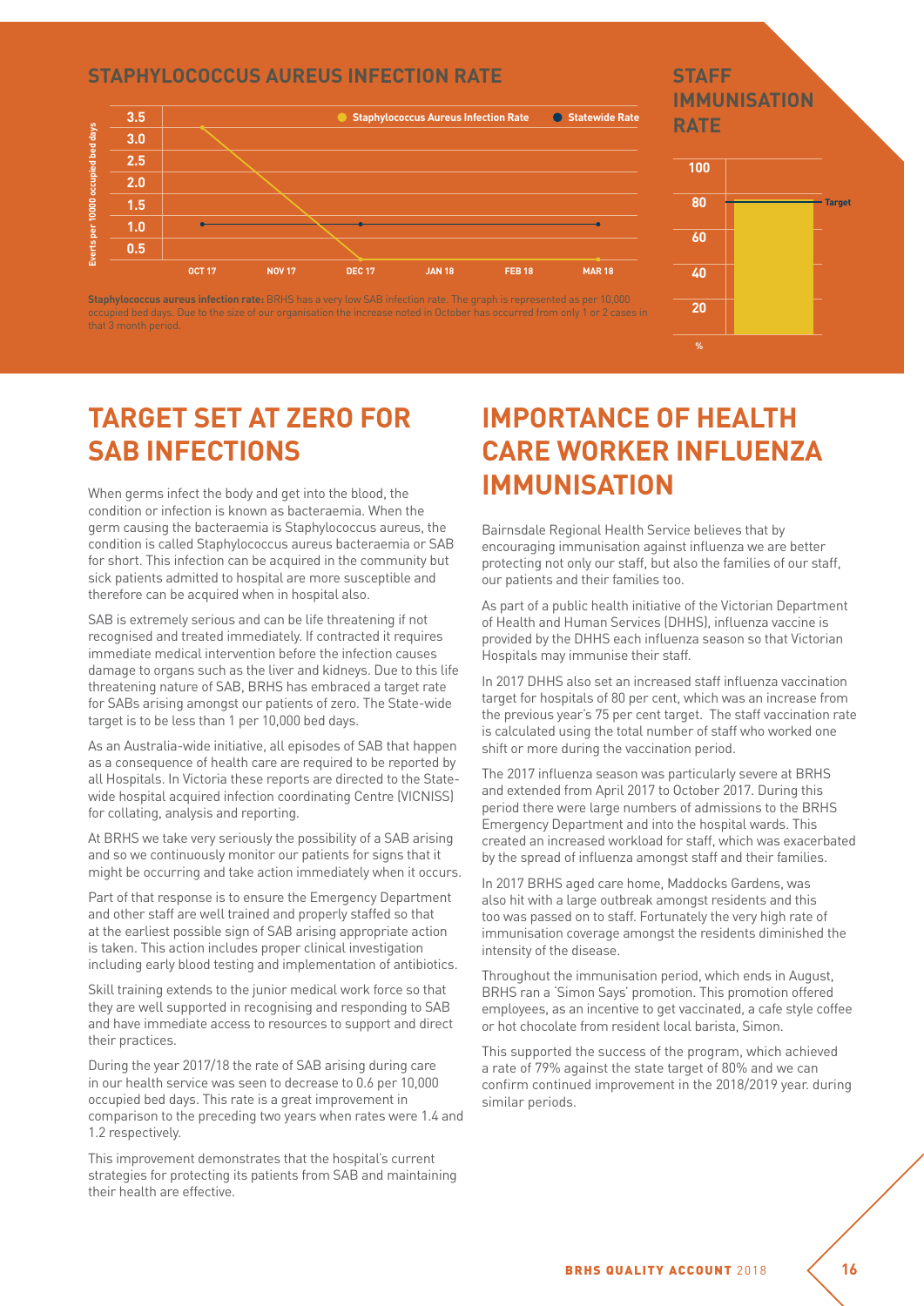## STAPHYLOCOCCUS AUREUS INFECTION RATE

**Staphylococcus aureus infection rate:** BRHS has a very low SAB infection rate. The graph is represented as per 10,000 occupied bed days. Due to the size of our organisation the increase noted in October has occurred from only 1 or 2 cases in that 3 month period.

## STAFF IMMUNISATION RATE

# TARGET SET AT ZERO FOR SAB INFECTIONS

When germs infect the body and get into the blood, the condition or infection is known as bacteraemia. When the germ causing the bacteraemia is Staphylococcus aureus, the condition is called Staphylococcus aureus bacteraemia or SAB for short. This infection can be acquired in the community but sick patients admitted to hospital are more susceptible and therefore can be acquired when in hospital also.

SAB is extremely serious and can be life threatening if not recognised and treated immediately. If contracted it requires immediate medical intervention before the infection causes damage to organs such as the liver and kidneys. Due to this life threatening nature of SAB, BRHS has embraced a target rate for SABs arising amongst our patients of zero. The State-wide target is to be less than 1 per 10,000 bed days.

As an Australia-wide initiative, all episodes of SAB that happen as a consequence of health care are required to be reported by all Hospitals. In Victoria these reports are directed to the State-wide hospital acquired infection coordinating Centre (VICNISS) for collating, analysis and reporting.

At BRHS we take very seriously the possibility of a SAB arising and so we continuously monitor our patients for signs that it might be occurring and take action immediately when it occurs.

Part of that response is to ensure the Emergency Department and other staff are well trained and properly staffed so that at the earliest possible sign of SAB arising appropriate action is taken. This action includes proper clinical investigation including early blood testing and implementation of antibiotics.

Skill training extends to the junior medical work force so that they are well supported in recognising and responding to SAB and have immediate access to resources to support and direct their practices.

During the year 2017/18 the rate of SAB arising during care in our health service was seen to decrease to 0.6 per 10,000 occupied bed days. This rate is a great improvement in comparison to the preceding two years when rates were 1.4 and 1.2 respectively.

This improvement demonstrates that the hospital's current strategies for protecting its patients from SAB and maintaining their health are effective.

# IMPORTANCE OF HEALTH CARE WORKER INFLUENZA IMMUNISATION

Bairnsdale Regional Health Service believes that by encouraging immunisation against influenza we are better protecting not only our staff, but also the families of our staff, our patients and their families too.

As part of a public health initiative of the Victorian Department of Health and Human Services (DHHS), influenza vaccine is provided by the DHHS each influenza season so that Victorian Hospitals may immunise their staff.

In 2017 DHHS also set an increased staff influenza vaccination target for hospitals of 80 per cent, which was an increase from the previous year's 75 per cent target. The staff vaccination rate is calculated using the total number of staff who worked one shift or more during the vaccination period.

The 2017 influenza season was particularly severe at BRHS and extended from April 2017 to October 2017. During this period there were large numbers of admissions to the BRHS Emergency Department and into the hospital wards. This created an increased workload for staff, which was exacerbated by the spread of influenza amongst staff and their families.

In 2017 BRHS aged care home, Maddocks Gardens, was also hit with a large outbreak amongst residents and this too was passed on to staff. Fortunately the very high rate of immunisation coverage amongst the residents diminished the intensity of the disease.

Throughout the immunisation period, which ends in August, BRHS ran a 'Simon Says' promotion. This promotion offered employees, as an incentive to get vaccinated, a cafe style coffee or hot chocolate from resident local barista, Simon.

This supported the success of the program, which achieved a rate of 79% against the state target of 80% and we can confirm continued improvement in the 2018/2019 year. during similar periods.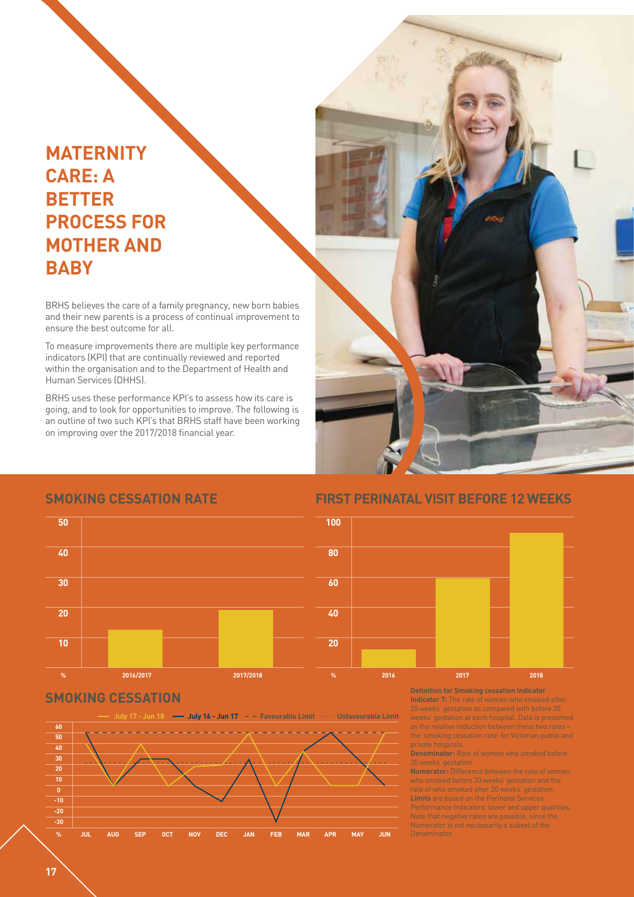# MATERNITY CARE: A BETTER PROCESS FOR MOTHER AND BABY

BRHS believes the care of a family pregnancy, new born babies and their new parents is a process of continual improvement to ensure the best outcome for all.

To measure improvements there are multiple key performance indicators (KPI) that are continually reviewed and reported within the organisation and to the Department of Health and Human Services (DHHS).

BRHS uses these performance KPI's to assess how its care is going, and to look for opportunities to improve. The following is an outline of two such KPI's that BRHS staff have been working on improving over the 2017/2018 financial year.

## SMOKING CESSATION RATE

## FIRST PERINATAL VISIT BEFORE 12 WEEKS

## SMOKING CESSATION

**Definition for Smoking cessation Indicator**

**Indicator 7:** The rate of women who smoked after 20 weeks' gestation as compared with before 20 weeks' gestation at each hospital. Data is presented as the relative reduction between these two rates – the 'smoking cessation rate' for Victorian public and private hospitals.

**Denominator:** Rate of women who smoked before 20 weeks' gestation.

**Numerator:** Difference between the rate of women who smoked before 20 weeks' gestation and the rate of who smoked after 20 weeks' gestation.

**Limits** are based on the Perinatal Services Performance Indicators' lower and upper quartiles. Note that negative rates are possible, since the Numerator is not necessarily a subset of the Denominator.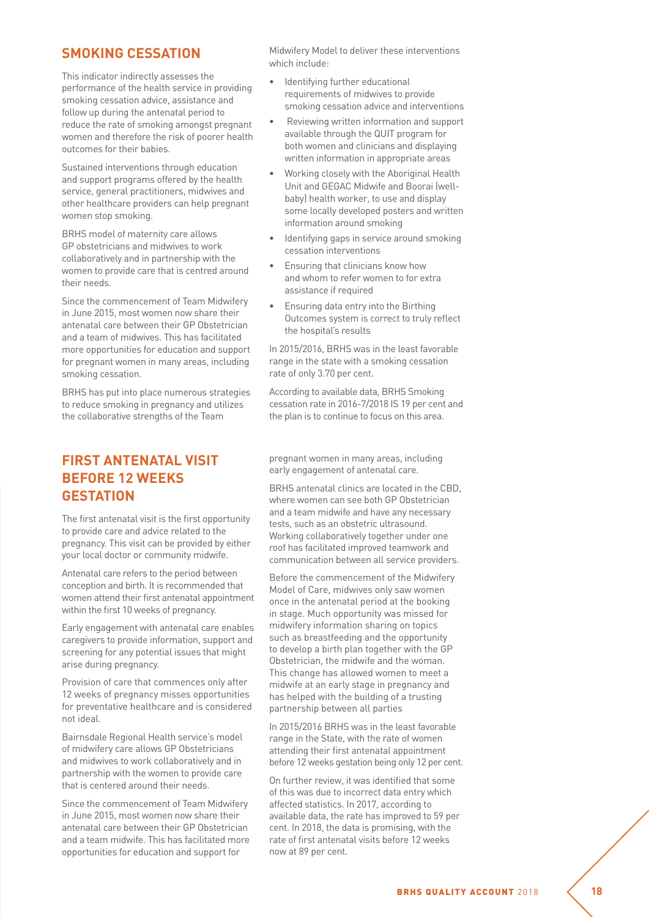## SMOKING CESSATION

This indicator indirectly assesses the performance of the health service in providing smoking cessation advice, assistance and follow up during the antenatal period to reduce the rate of smoking amongst pregnant women and therefore the risk of poorer health outcomes for their babies.

Sustained interventions through education and support programs offered by the health service, general practitioners, midwives and other healthcare providers can help pregnant women stop smoking.

BRHS model of maternity care allows GP obstetricians and midwives to work collaboratively and in partnership with the women to provide care that is centred around their needs.

Since the commencement of Team Midwifery in June 2015, most women now share their antenatal care between their GP Obstetrician and a team of midwives. This has facilitated more opportunities for education and support for pregnant women in many areas, including smoking cessation.

BRHS has put into place numerous strategies to reduce smoking in pregnancy and utilizes the collaborative strengths of the Team Midwifery Model to deliver these interventions which include:

- Identifying further educational requirements of midwives to provide smoking cessation advice and interventions
- Reviewing written information and support available through the QUIT program for both women and clinicians and displaying written information in appropriate areas
- Working closely with the Aboriginal Health Unit and GEGAC Midwife and Boorai (well-baby) health worker, to use and display some locally developed posters and written information around smoking
- Identifying gaps in service around smoking cessation interventions
- Ensuring that clinicians know how and whom to refer women to for extra assistance if required
- Ensuring data entry into the Birthing Outcomes system is correct to truly reflect the hospital's results

In 2015/2016, BRHS was in the least favorable range in the state with a smoking cessation rate of only 3.70 per cent.

According to available data, BRHS Smoking cessation rate in 2016-7/2018 IS 19 per cent and the plan is to continue to focus on this area.

## FIRST ANTENATAL VISIT BEFORE 12 WEEKS GESTATION

The first antenatal visit is the first opportunity to provide care and advice related to the pregnancy. This visit can be provided by either your local doctor or community midwife.

Antenatal care refers to the period between conception and birth. It is recommended that women attend their first antenatal appointment within the first 10 weeks of pregnancy.

Early engagement with antenatal care enables caregivers to provide information, support and screening for any potential issues that might arise during pregnancy.

Provision of care that commences only after 12 weeks of pregnancy misses opportunities for preventative healthcare and is considered not ideal.

Bairnsdale Regional Health service's model of midwifery care allows GP Obstetricians and midwives to work collaboratively and in partnership with the women to provide care that is centered around their needs.

Since the commencement of Team Midwifery in June 2015, most women now share their antenatal care between their GP Obstetrician and a team midwife. This has facilitated more opportunities for education and support for pregnant women in many areas, including early engagement of antenatal care.

BRHS antenatal clinics are located in the CBD, where women can see both GP Obstetrician and a team midwife and have any necessary tests, such as an obstetric ultrasound. Working collaboratively together under one roof has facilitated improved teamwork and communication between all service providers.

Before the commencement of the Midwifery Model of Care, midwives only saw women once in the antenatal period at the booking in stage. Much opportunity was missed for midwifery information sharing on topics such as breastfeeding and the opportunity to develop a birth plan together with the GP Obstetrician, the midwife and the woman. This change has allowed women to meet a midwife at an early stage in pregnancy and has helped with the building of a trusting partnership between all parties

In 2015/2016 BRHS was in the least favorable range in the State, with the rate of women attending their first antenatal appointment before 12 weeks gestation being only 12 per cent.

On further review, it was identified that some of this was due to incorrect data entry which affected statistics. In 2017, according to available data, the rate has improved to 59 per cent. In 2018, the data is promising, with the rate of first antenatal visits before 12 weeks now at 89 per cent.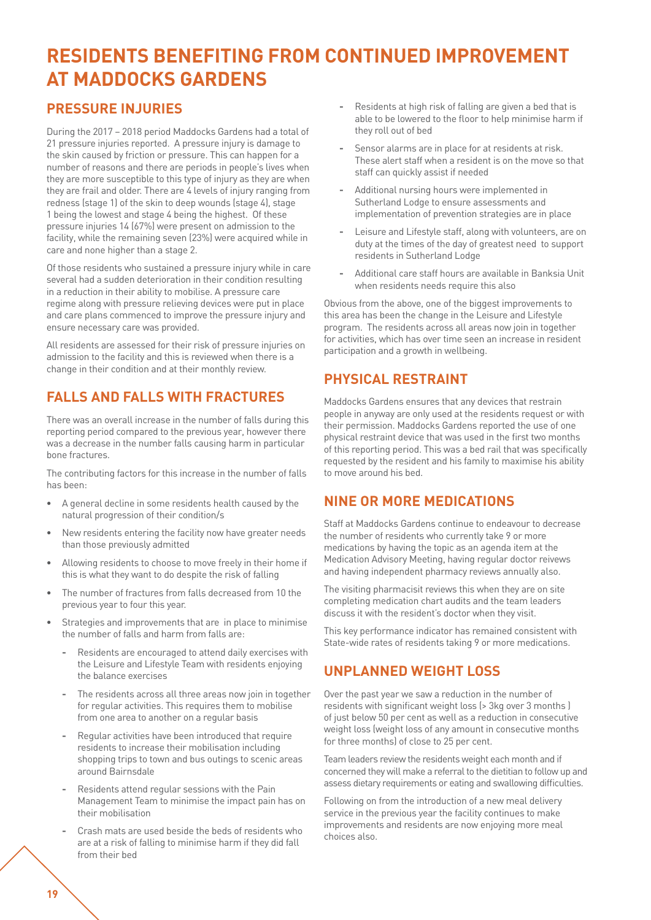# RESIDENTS BENEFITING FROM CONTINUED IMPROVEMENT AT MADDOCKS GARDENS

## PRESSURE INJURIES

During the 2017 – 2018 period Maddocks Gardens had a total of 21 pressure injuries reported. A pressure injury is damage to the skin caused by friction or pressure. This can happen for a number of reasons and there are periods in people's lives when they are more susceptible to this type of injury as they are when they are frail and older. There are 4 levels of injury ranging from redness (stage 1) of the skin to deep wounds (stage 4), stage 1 being the lowest and stage 4 being the highest. Of these pressure injuries 14 (67%) were present on admission to the facility, while the remaining seven (23%) were acquired while in care and none higher than a stage 2.

Of those residents who sustained a pressure injury while in care several had a sudden deterioration in their condition resulting in a reduction in their ability to mobilise. A pressure care regime along with pressure relieving devices were put in place and care plans commenced to improve the pressure injury and ensure necessary care was provided.

All residents are assessed for their risk of pressure injuries on admission to the facility and this is reviewed when there is a change in their condition and at their monthly review.

## FALLS AND FALLS WITH FRACTURES

There was an overall increase in the number of falls during this reporting period compared to the previous year, however there was a decrease in the number falls causing harm in particular bone fractures.

The contributing factors for this increase in the number of falls has been:

- A general decline in some residents health caused by the natural progression of their condition/s
- New residents entering the facility now have greater needs than those previously admitted
- Allowing residents to choose to move freely in their home if this is what they want to do despite the risk of falling
- The number of fractures from falls decreased from 10 the previous year to four this year.
- Strategies and improvements that are in place to minimise the number of falls and harm from falls are:
  - Residents are encouraged to attend daily exercises with the Leisure and Lifestyle Team with residents enjoying the balance exercises
  - The residents across all three areas now join in together for regular activities. This requires them to mobilise from one area to another on a regular basis
  - Regular activities have been introduced that require residents to increase their mobilisation including shopping trips to town and bus outings to scenic areas around Bairnsdale
  - Residents attend regular sessions with the Pain Management Team to minimise the impact pain has on their mobilisation
  - Crash mats are used beside the beds of residents who are at a risk of falling to minimise harm if they did fall from their bed
  - Residents at high risk of falling are given a bed that is able to be lowered to the floor to help minimise harm if they roll out of bed
  - Sensor alarms are in place for at residents at risk. These alert staff when a resident is on the move so that staff can quickly assist if needed
  - Additional nursing hours were implemented in Sutherland Lodge to ensure assessments and implementation of prevention strategies are in place
  - Leisure and Lifestyle staff, along with volunteers, are on duty at the times of the day of greatest need to support residents in Sutherland Lodge
  - Additional care staff hours are available in Banksia Unit when residents needs require this also

Obvious from the above, one of the biggest improvements to this area has been the change in the Leisure and Lifestyle program. The residents across all areas now join in together for activities, which has over time seen an increase in resident participation and a growth in wellbeing.

## PHYSICAL RESTRAINT

Maddocks Gardens ensures that any devices that restrain people in anyway are only used at the residents request or with their permission. Maddocks Gardens reported the use of one physical restraint device that was used in the first two months of this reporting period. This was a bed rail that was specifically requested by the resident and his family to maximise his ability to move around his bed.

## NINE OR MORE MEDICATIONS

Staff at Maddocks Gardens continue to endeavour to decrease the number of residents who currently take 9 or more medications by having the topic as an agenda item at the Medication Advisory Meeting, having regular doctor reivews and having independent pharmacy reviews annually also.

The visiting pharmacisit reviews this when they are on site completing medication chart audits and the team leaders discuss it with the resident's doctor when they visit.

This key performance indicator has remained consistent with State-wide rates of residents taking 9 or more medications.

## UNPLANNED WEIGHT LOSS

Over the past year we saw a reduction in the number of residents with significant weight loss (> 3kg over 3 months ) of just below 50 per cent as well as a reduction in consecutive weight loss (weight loss of any amount in consecutive months for three months) of close to 25 per cent.

Team leaders review the residents weight each month and if concerned they will make a referral to the dietitian to follow up and assess dietary requirements or eating and swallowing difficulties.

Following on from the introduction of a new meal delivery service in the previous year the facility continues to make improvements and residents are now enjoying more meal choices also.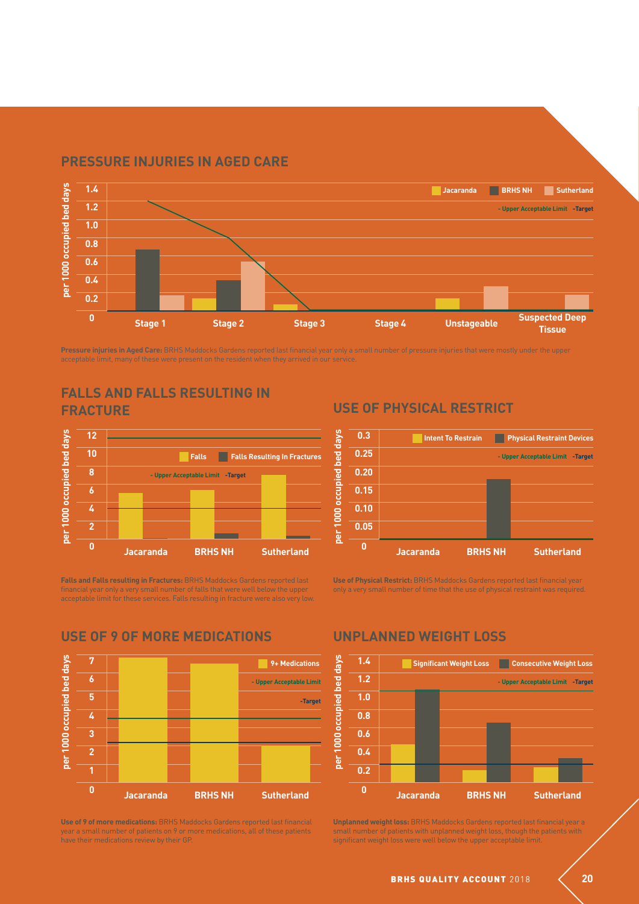## PRESSURE INJURIES IN AGED CARE

**Pressure injuries in Aged Care:** BRHS Maddocks Gardens reported last financial year only a small number of pressure injuries that were mostly under the upper acceptable limit, many of these were present on the resident when they arrived in our service.

## FALLS AND FALLS RESULTING IN FRACTURE

**Falls and Falls resulting in Fractures:** BRHS Maddocks Gardens reported last financial year only a very small number of falls that were well below the upper acceptable limit for these services. Falls resulting in fracture were also very low.

## USE OF PHYSICAL RESTRICT

**Use of Physical Restrict:** BRHS Maddocks Gardens reported last financial year only a very small number of time that the use of physical restraint was required.

## USE OF 9 OF MORE MEDICATIONS

**Use of 9 of more medications:** BRHS Maddocks Gardens reported last financial year a small number of patients on 9 or more medications, all of these patients have their medications review by their GP.

## UNPLANNED WEIGHT LOSS

**Unplanned weight loss:** BRHS Maddocks Gardens reported last financial year a small number of patients with unplanned weight loss, though the patients with significant weight loss were well below the upper acceptable limit.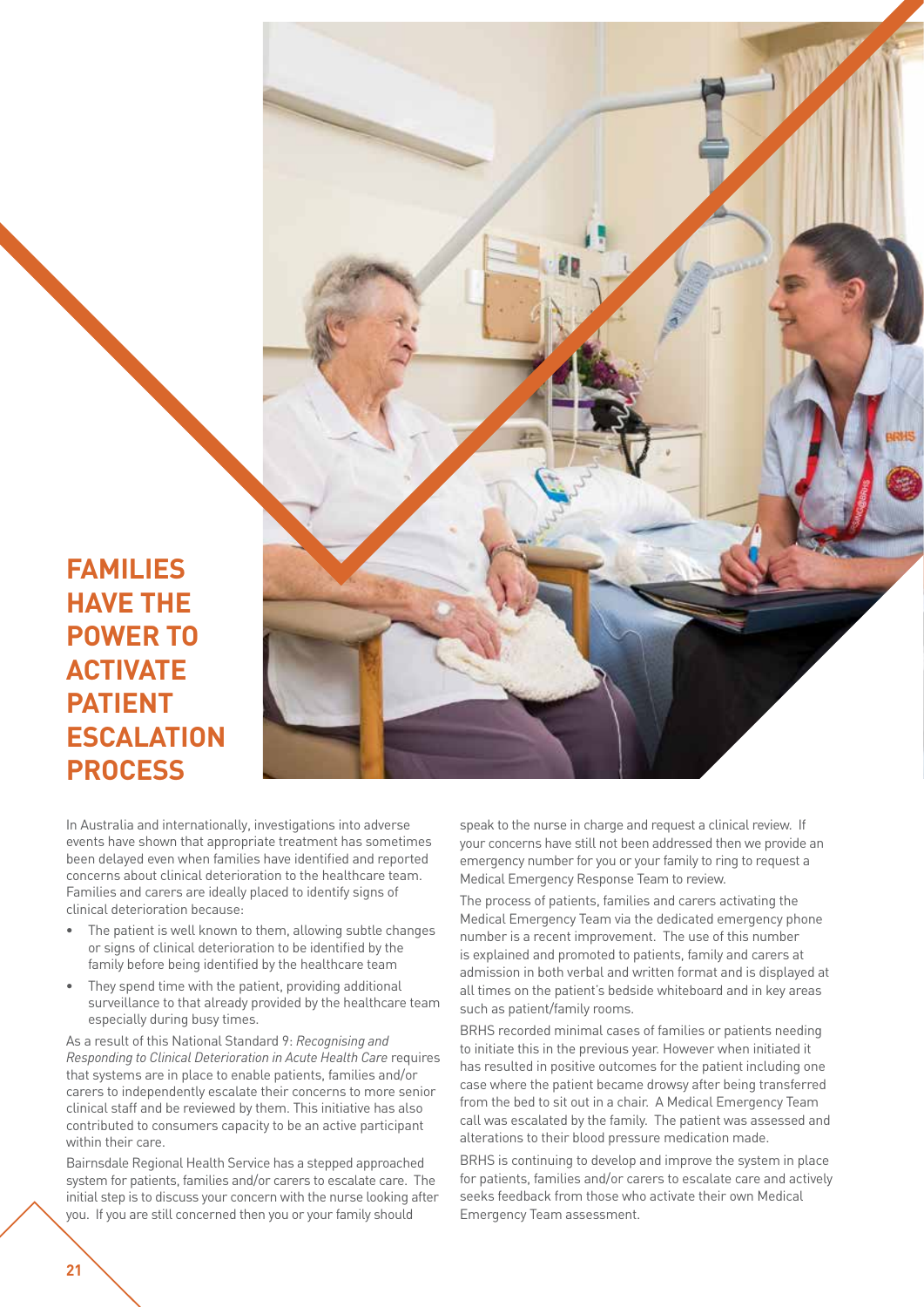# FAMILIES HAVE THE POWER TO ACTIVATE PATIENT ESCALATION PROCESS

In Australia and internationally, investigations into adverse events have shown that appropriate treatment has sometimes been delayed even when families have identified and reported concerns about clinical deterioration to the healthcare team. Families and carers are ideally placed to identify signs of clinical deterioration because:

- The patient is well known to them, allowing subtle changes or signs of clinical deterioration to be identified by the family before being identified by the healthcare team
- They spend time with the patient, providing additional surveillance to that already provided by the healthcare team especially during busy times.

As a result of this National Standard 9: *Recognising and Responding to Clinical Deterioration in Acute Health Care* requires that systems are in place to enable patients, families and/or carers to independently escalate their concerns to more senior clinical staff and be reviewed by them. This initiative has also contributed to consumers capacity to be an active participant within their care.

Bairnsdale Regional Health Service has a stepped approached system for patients, families and/or carers to escalate care. The initial step is to discuss your concern with the nurse looking after you. If you are still concerned then you or your family should speak to the nurse in charge and request a clinical review. If your concerns have still not been addressed then we provide an emergency number for you or your family to ring to request a Medical Emergency Response Team to review.

The process of patients, families and carers activating the Medical Emergency Team via the dedicated emergency phone number is a recent improvement. The use of this number is explained and promoted to patients, family and carers at admission in both verbal and written format and is displayed at all times on the patient's bedside whiteboard and in key areas such as patient/family rooms.

BRHS recorded minimal cases of families or patients needing to initiate this in the previous year. However when initiated it has resulted in positive outcomes for the patient including one case where the patient became drowsy after being transferred from the bed to sit out in a chair. A Medical Emergency Team call was escalated by the family. The patient was assessed and alterations to their blood pressure medication made.

BRHS is continuing to develop and improve the system in place for patients, families and/or carers to escalate care and actively seeks feedback from those who activate their own Medical Emergency Team assessment.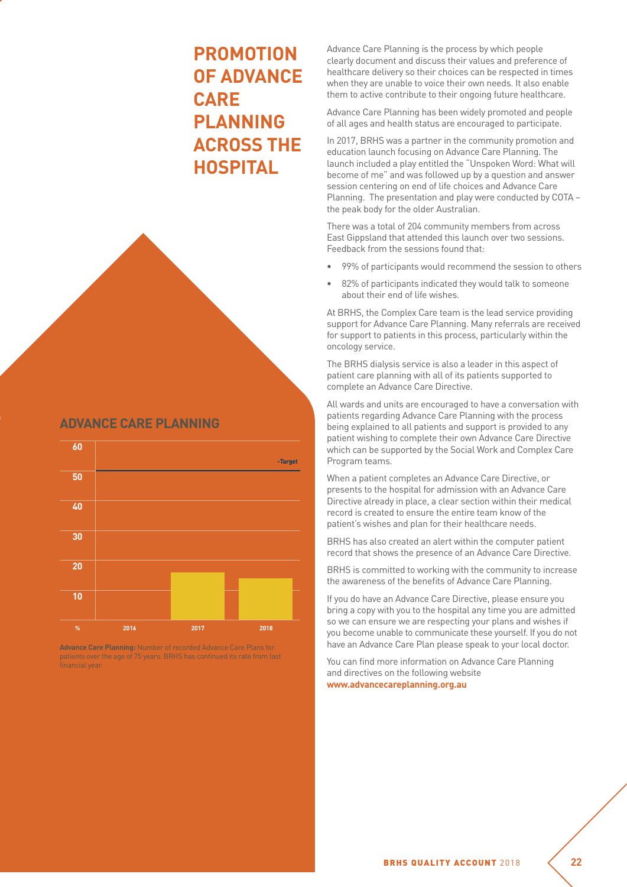# PROMOTION OF ADVANCE CARE PLANNING ACROSS THE HOSPITAL

Advance Care Planning is the process by which people clearly document and discuss their values and preference of healthcare delivery so their choices can be respected in times when they are unable to voice their own needs. It also enable them to active contribute to their ongoing future healthcare.

Advance Care Planning has been widely promoted and people of all ages and health status are encouraged to participate.

In 2017, BRHS was a partner in the community promotion and education launch focusing on Advance Care Planning. The launch included a play entitled the "Unspoken Word: What will become of me" and was followed up by a question and answer session centering on end of life choices and Advance Care Planning. The presentation and play were conducted by COTA – the peak body for the older Australian.

There was a total of 204 community members from across East Gippsland that attended this launch over two sessions. Feedback from the sessions found that:

- 99% of participants would recommend the session to others
- 82% of participants indicated they would talk to someone about their end of life wishes.

At BRHS, the Complex Care team is the lead service providing support for Advance Care Planning. Many referrals are received for support to patients in this process, particularly within the oncology service.

The BRHS dialysis service is also a leader in this aspect of patient care planning with all of its patients supported to complete an Advance Care Directive.

All wards and units are encouraged to have a conversation with patients regarding Advance Care Planning with the process being explained to all patients and support is provided to any patient wishing to complete their own Advance Care Directive which can be supported by the Social Work and Complex Care Program teams.

When a patient completes an Advance Care Directive, or presents to the hospital for admission with an Advance Care Directive already in place, a clear section within their medical record is created to ensure the entire team know of the patient's wishes and plan for their healthcare needs.

BRHS has also created an alert within the computer patient record that shows the presence of an Advance Care Directive.

BRHS is committed to working with the community to increase the awareness of the benefits of Advance Care Planning.

If you do have an Advance Care Directive, please ensure you bring a copy with you to the hospital any time you are admitted so we can ensure we are respecting your plans and wishes if you become unable to communicate these yourself. If you do not have an Advance Care Plan please speak to your local doctor.

You can find more information on Advance Care Planning and directives on the following website **www.advancecareplanning.org.au**

## ADVANCE CARE PLANNING

| % | 2016 | 2017 | 2018 |
|---|---|---|---|
| Advance Care Plans | | ~17 | ~15 |
| Target | 55 | 55 | 55 |

**Advance Care Planning:** Number of recorded Advance Care Plans for patients over the age of 75 years. BRHS has continued its rate from last financial year.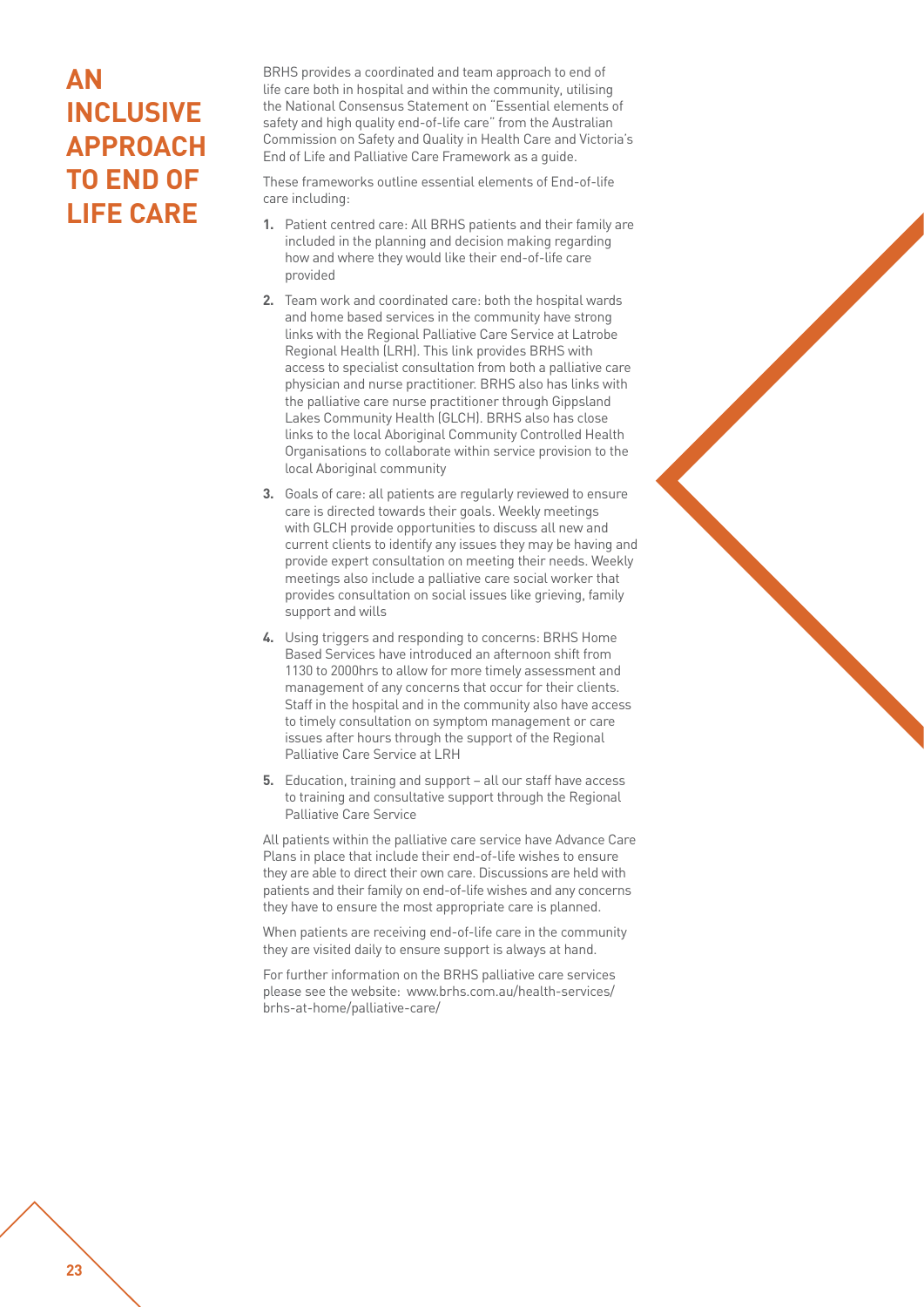# AN INCLUSIVE APPROACH TO END OF LIFE CARE

BRHS provides a coordinated and team approach to end of life care both in hospital and within the community, utilising the National Consensus Statement on "Essential elements of safety and high quality end-of-life care" from the Australian Commission on Safety and Quality in Health Care and Victoria's End of Life and Palliative Care Framework as a guide.

These frameworks outline essential elements of End-of-life care including:

1. Patient centred care: All BRHS patients and their family are included in the planning and decision making regarding how and where they would like their end-of-life care provided
2. Team work and coordinated care: both the hospital wards and home based services in the community have strong links with the Regional Palliative Care Service at Latrobe Regional Health (LRH). This link provides BRHS with access to specialist consultation from both a palliative care physician and nurse practitioner. BRHS also has links with the palliative care nurse practitioner through Gippsland Lakes Community Health (GLCH). BRHS also has close links to the local Aboriginal Community Controlled Health Organisations to collaborate within service provision to the local Aboriginal community
3. Goals of care: all patients are regularly reviewed to ensure care is directed towards their goals. Weekly meetings with GLCH provide opportunities to discuss all new and current clients to identify any issues they may be having and provide expert consultation on meeting their needs. Weekly meetings also include a palliative care social worker that provides consultation on social issues like grieving, family support and wills
4. Using triggers and responding to concerns: BRHS Home Based Services have introduced an afternoon shift from 1130 to 2000hrs to allow for more timely assessment and management of any concerns that occur for their clients. Staff in the hospital and in the community also have access to timely consultation on symptom management or care issues after hours through the support of the Regional Palliative Care Service at LRH
5. Education, training and support – all our staff have access to training and consultative support through the Regional Palliative Care Service

All patients within the palliative care service have Advance Care Plans in place that include their end-of-life wishes to ensure they are able to direct their own care. Discussions are held with patients and their family on end-of-life wishes and any concerns they have to ensure the most appropriate care is planned.

When patients are receiving end-of-life care in the community they are visited daily to ensure support is always at hand.

For further information on the BRHS palliative care services please see the website: www.brhs.com.au/health-services/brhs-at-home/palliative-care/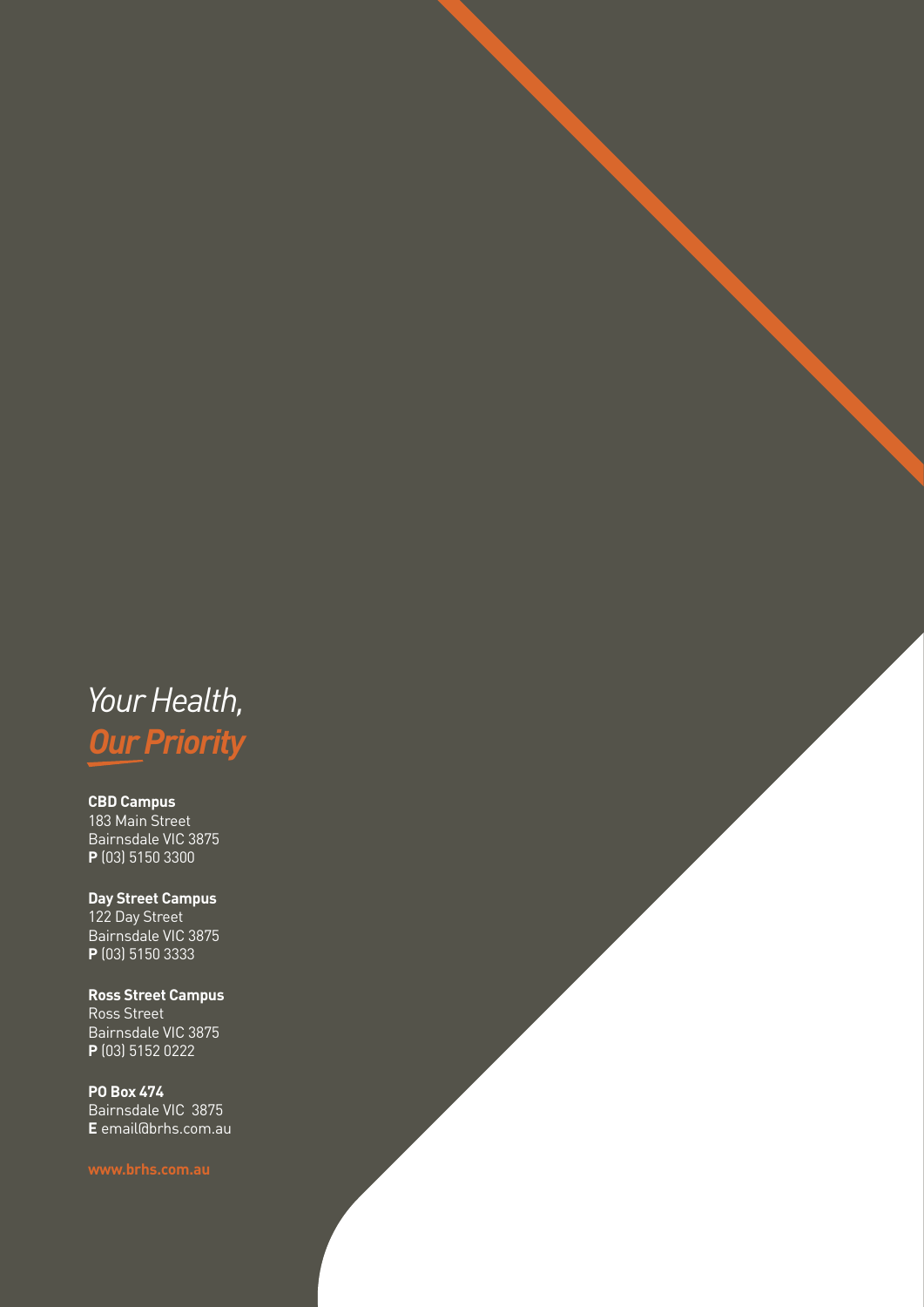*Your Health,*
***Our Priority***

**CBD Campus**
183 Main Street
Bairnsdale VIC 3875
**P** (03) 5150 3300

**Day Street Campus**
122 Day Street
Bairnsdale VIC 3875
**P** (03) 5150 3333

**Ross Street Campus**
Ross Street
Bairnsdale VIC 3875
**P** (03) 5152 0222

**PO Box 474**
Bairnsdale VIC 3875
**E** email@brhs.com.au

**www.brhs.com.au**